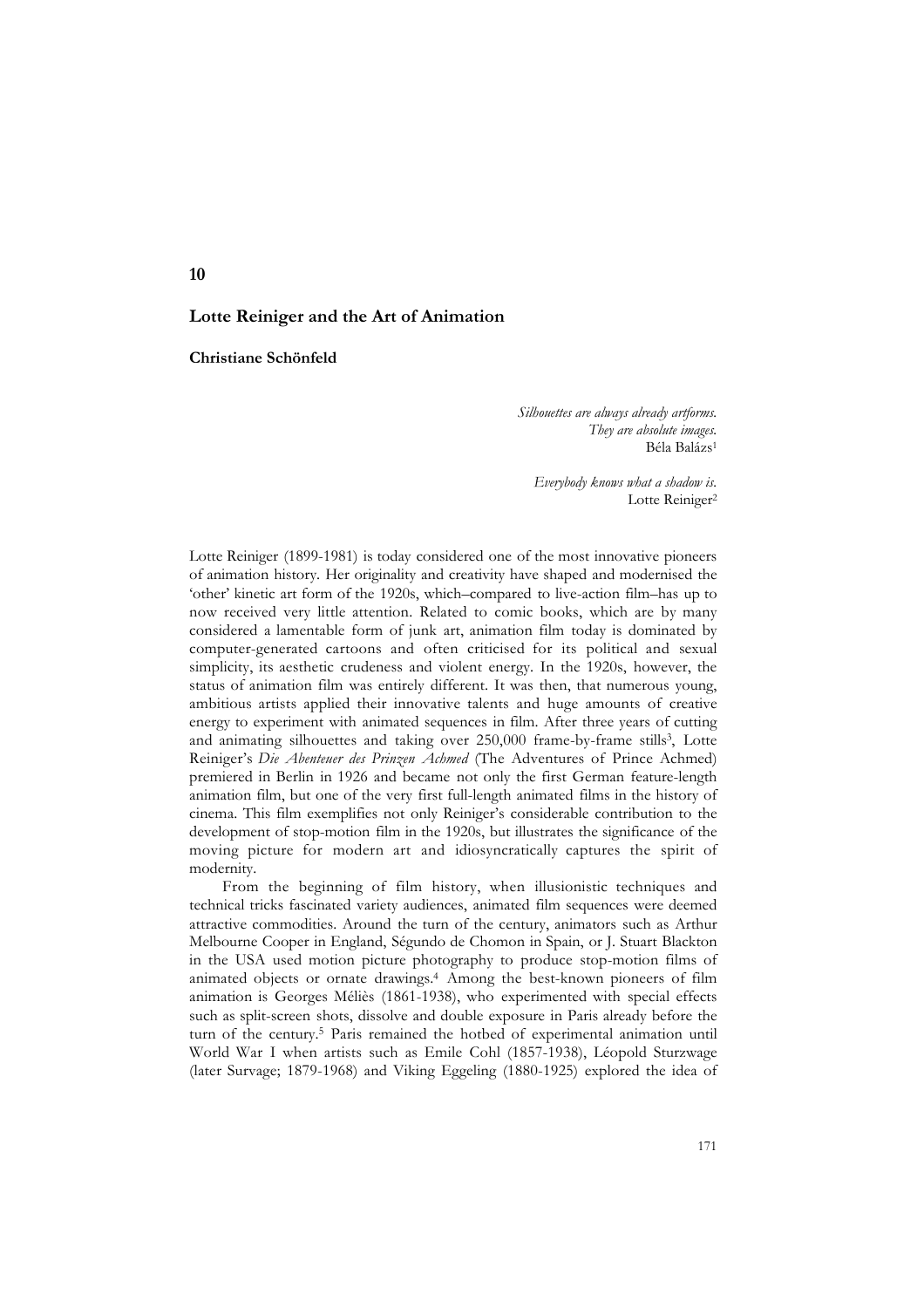# 10

## Lotte Reiniger and the Art of Animation

**Christiane Schönfeld**

> *Silhouettes are always already artforms.*
> *They are absolute images.*
> Béla Balázs[1]
>
> *Everybody knows what a shadow is.*
> Lotte Reiniger[2]

Lotte Reiniger (1899-1981) is today considered one of the most innovative pioneers of animation history. Her originality and creativity have shaped and modernised the 'other' kinetic art form of the 1920s, which–compared to live-action film–has up to now received very little attention. Related to comic books, which are by many considered a lamentable form of junk art, animation film today is dominated by computer-generated cartoons and often criticised for its political and sexual simplicity, its aesthetic crudeness and violent energy. In the 1920s, however, the status of animation film was entirely different. It was then, that numerous young, ambitious artists applied their innovative talents and huge amounts of creative energy to experiment with animated sequences in film. After three years of cutting and animating silhouettes and taking over 250,000 frame-by-frame stills[3], Lotte Reiniger's *Die Abenteuer des Prinzen Achmed* (The Adventures of Prince Achmed) premiered in Berlin in 1926 and became not only the first German feature-length animation film, but one of the very first full-length animated films in the history of cinema. This film exemplifies not only Reiniger's considerable contribution to the development of stop-motion film in the 1920s, but illustrates the significance of the moving picture for modern art and idiosyncratically captures the spirit of modernity.

From the beginning of film history, when illusionistic techniques and technical tricks fascinated variety audiences, animated film sequences were deemed attractive commodities. Around the turn of the century, animators such as Arthur Melbourne Cooper in England, Ségundo de Chomon in Spain, or J. Stuart Blackton in the USA used motion picture photography to produce stop-motion films of animated objects or ornate drawings.[4] Among the best-known pioneers of film animation is Georges Méliès (1861-1938), who experimented with special effects such as split-screen shots, dissolve and double exposure in Paris already before the turn of the century.[5] Paris remained the hotbed of experimental animation until World War I when artists such as Emile Cohl (1857-1938), Léopold Sturzwage (later Survage; 1879-1968) and Viking Eggeling (1880-1925) explored the idea of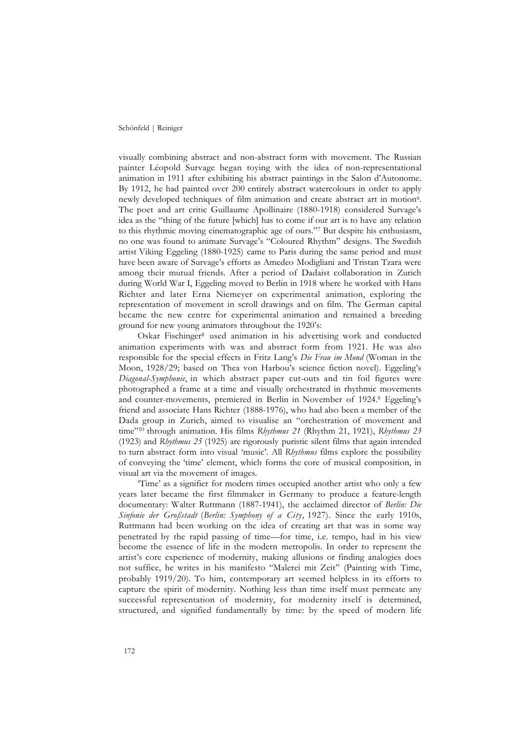visually combining abstract and non-abstract form with movement. The Russian painter Léopold Survage began toying with the idea of non-representational animation in 1911 after exhibiting his abstract paintings in the Salon d'Autonome. By 1912, he had painted over 200 entirely abstract watercolours in order to apply newly developed techniques of film animation and create abstract art in motion[6]. The poet and art critic Guillaume Apollinaire (1880-1918) considered Survage's idea as the "thing of the future [which] has to come if our art is to have any relation to this rhythmic moving cinematographic age of ours."[7] But despite his enthusiasm, no one was found to animate Survage's "Coloured Rhythm" designs. The Swedish artist Viking Eggeling (1880-1925) came to Paris during the same period and must have been aware of Survage's efforts as Amedeo Modigliani and Tristan Tzara were among their mutual friends. After a period of Dadaist collaboration in Zurich during World War I, Eggeling moved to Berlin in 1918 where he worked with Hans Richter and later Erna Niemeyer on experimental animation, exploring the representation of movement in scroll drawings and on film. The German capital became the new centre for experimental animation and remained a breeding ground for new young animators throughout the 1920's:

Oskar Fischinger[8] used animation in his advertising work and conducted animation experiments with wax and abstract form from 1921. He was also responsible for the special effects in Fritz Lang's *Die Frau im Mond* (Woman in the Moon, 1928/29; based on Thea von Harbou's science fiction novel). Eggeling's *Diagonal-Symphonie*, in which abstract paper cut-outs and tin foil figures were photographed a frame at a time and visually orchestrated in rhythmic movements and counter-movements, premiered in Berlin in November of 1924.[9] Eggeling's friend and associate Hans Richter (1888-1976), who had also been a member of the Dada group in Zurich, aimed to visualise an "orchestration of movement and time"[10] through animation. His films *Rhythmus 21* (Rhythm 21, 1921), *Rhythmus 23* (1923) and *Rhythmus 25* (1925) are rigorously puristic silent films that again intended to turn abstract form into visual 'music'. All *Rhythmus* films explore the possibility of conveying the 'time' element, which forms the core of musical composition, in visual art via the movement of images.

'Time' as a signifier for modern times occupied another artist who only a few years later became the first filmmaker in Germany to produce a feature-length documentary: Walter Ruttmann (1887-1941), the acclaimed director of *Berlin: Die Sinfonie der Großstadt* (*Berlin: Symphony of a City*, 1927). Since the early 1910s, Ruttmann had been working on the idea of creating art that was in some way penetrated by the rapid passing of time—for time, i.e. tempo, had in his view become the essence of life in the modern metropolis. In order to represent the artist's core experience of modernity, making allusions or finding analogies does not suffice, he writes in his manifesto "Malerei mit Zeit" (Painting with Time, probably 1919/20). To him, contemporary art seemed helpless in its efforts to capture the spirit of modernity. Nothing less than time itself must permeate any successful representation of modernity, for modernity itself is determined, structured, and signified fundamentally by time: by the speed of modern life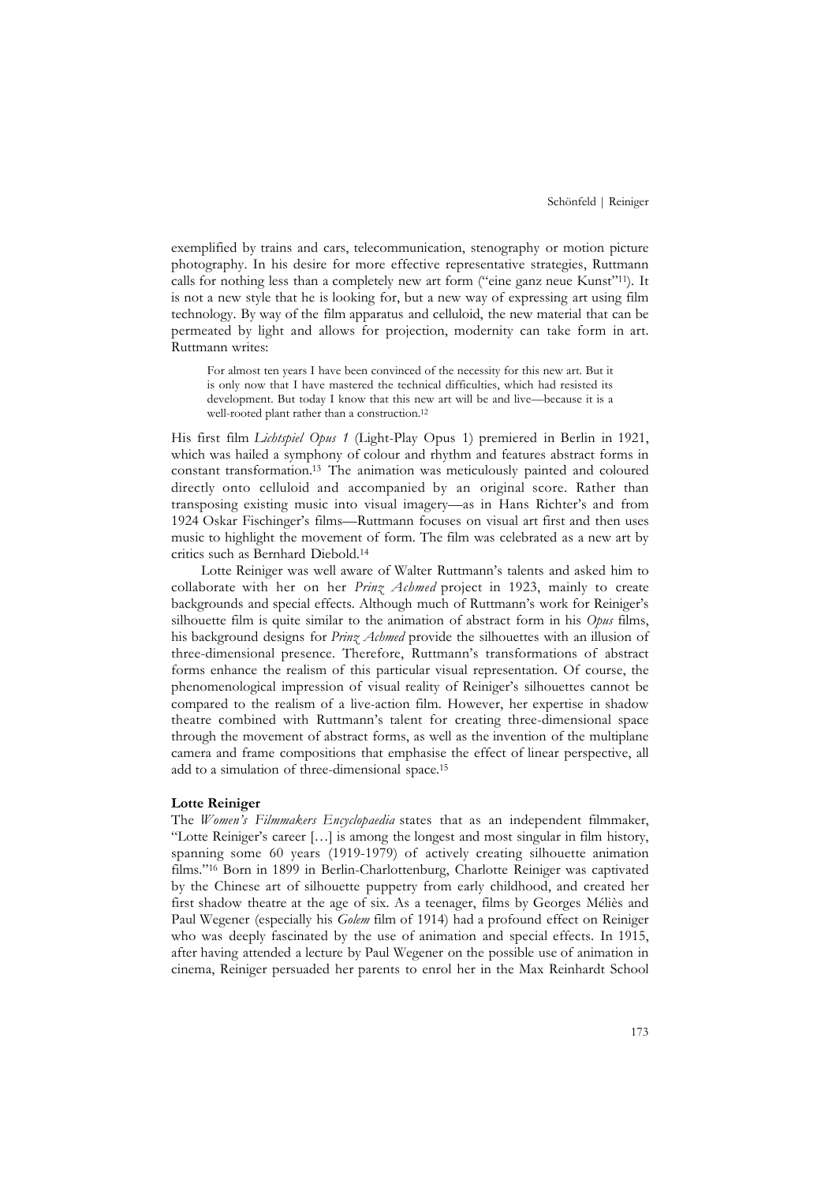exemplified by trains and cars, telecommunication, stenography or motion picture photography. In his desire for more effective representative strategies, Ruttmann calls for nothing less than a completely new art form ("eine ganz neue Kunst"[11]). It is not a new style that he is looking for, but a new way of expressing art using film technology. By way of the film apparatus and celluloid, the new material that can be permeated by light and allows for projection, modernity can take form in art. Ruttmann writes:

> For almost ten years I have been convinced of the necessity for this new art. But it is only now that I have mastered the technical difficulties, which had resisted its development. But today I know that this new art will be and live—because it is a well-rooted plant rather than a construction.[12]

His first film *Lichtspiel Opus 1* (Light-Play Opus 1) premiered in Berlin in 1921, which was hailed a symphony of colour and rhythm and features abstract forms in constant transformation.[13] The animation was meticulously painted and coloured directly onto celluloid and accompanied by an original score. Rather than transposing existing music into visual imagery—as in Hans Richter's and from 1924 Oskar Fischinger's films—Ruttmann focuses on visual art first and then uses music to highlight the movement of form. The film was celebrated as a new art by critics such as Bernhard Diebold.[14]

Lotte Reiniger was well aware of Walter Ruttmann's talents and asked him to collaborate with her on her *Prinz Achmed* project in 1923, mainly to create backgrounds and special effects. Although much of Ruttmann's work for Reiniger's silhouette film is quite similar to the animation of abstract form in his *Opus* films, his background designs for *Prinz Achmed* provide the silhouettes with an illusion of three-dimensional presence. Therefore, Ruttmann's transformations of abstract forms enhance the realism of this particular visual representation. Of course, the phenomenological impression of visual reality of Reiniger's silhouettes cannot be compared to the realism of a live-action film. However, her expertise in shadow theatre combined with Ruttmann's talent for creating three-dimensional space through the movement of abstract forms, as well as the invention of the multiplane camera and frame compositions that emphasise the effect of linear perspective, all add to a simulation of three-dimensional space.[15]

**Lotte Reiniger**

The *Women's Filmmakers Encyclopaedia* states that as an independent filmmaker, "Lotte Reiniger's career […] is among the longest and most singular in film history, spanning some 60 years (1919-1979) of actively creating silhouette animation films."[16] Born in 1899 in Berlin-Charlottenburg, Charlotte Reiniger was captivated by the Chinese art of silhouette puppetry from early childhood, and created her first shadow theatre at the age of six. As a teenager, films by Georges Méliès and Paul Wegener (especially his *Golem* film of 1914) had a profound effect on Reiniger who was deeply fascinated by the use of animation and special effects. In 1915, after having attended a lecture by Paul Wegener on the possible use of animation in cinema, Reiniger persuaded her parents to enrol her in the Max Reinhardt School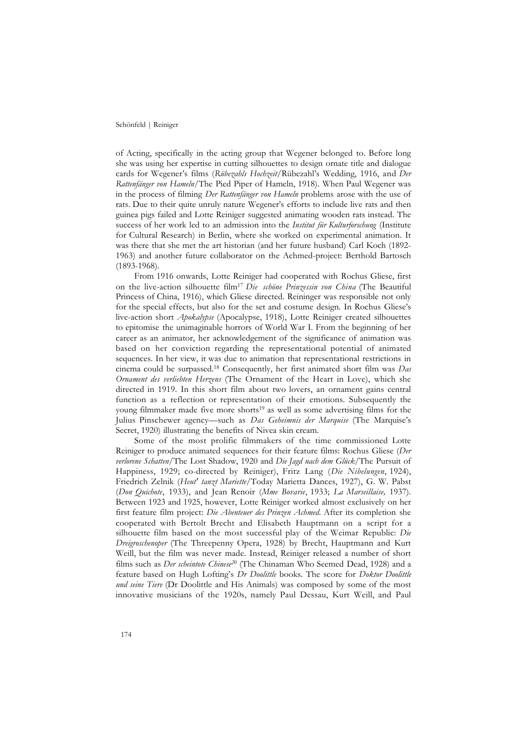of Acting, specifically in the acting group that Wegener belonged to. Before long she was using her expertise in cutting silhouettes to design ornate title and dialogue cards for Wegener's films (*Rübezahls Hochzeit*/Rübezahl's Wedding, 1916, and *Der Rattenfänger von Hameln*/The Pied Piper of Hameln, 1918). When Paul Wegener was in the process of filming *Der Rattenfänger von Hameln* problems arose with the use of rats. Due to their quite unruly nature Wegener's efforts to include live rats and then guinea pigs failed and Lotte Reiniger suggested animating wooden rats instead. The success of her work led to an admission into the *Institut für Kulturforschung* (Institute for Cultural Research) in Berlin, where she worked on experimental animation. It was there that she met the art historian (and her future husband) Carl Koch (1892-1963) and another future collaborator on the Achmed-project: Berthold Bartosch (1893-1968).

From 1916 onwards, Lotte Reiniger had cooperated with Rochus Gliese, first on the live-action silhouette film[17] *Die schöne Prinzessin von China* (The Beautiful Princess of China, 1916), which Gliese directed. Reininger was responsible not only for the special effects, but also for the set and costume design. In Rochus Gliese's live-action short *Apokalypse* (Apocalypse, 1918), Lotte Reiniger created silhouettes to epitomise the unimaginable horrors of World War I. From the beginning of her career as an animator, her acknowledgement of the significance of animation was based on her conviction regarding the representational potential of animated sequences. In her view, it was due to animation that representational restrictions in cinema could be surpassed.[18] Consequently, her first animated short film was *Das Ornament des verliebten Herzens* (The Ornament of the Heart in Love), which she directed in 1919. In this short film about two lovers, an ornament gains central function as a reflection or representation of their emotions. Subsequently the young filmmaker made five more shorts[19] as well as some advertising films for the Julius Pinschewer agency—such as *Das Geheimnis der Marquise* (The Marquise's Secret, 1920) illustrating the benefits of Nivea skin cream.

Some of the most prolific filmmakers of the time commissioned Lotte Reiniger to produce animated sequences for their feature films: Rochus Gliese (*Der verlorene Schatten*/The Lost Shadow, 1920 and *Die Jagd nach dem Glück*/The Pursuit of Happiness, 1929; co-directed by Reiniger), Fritz Lang (*Die Nibelungen*, 1924), Friedrich Zelnik (*Heut' tanzt Mariette*/Today Marietta Dances, 1927), G. W. Pabst (*Don Quichote*, 1933), and Jean Renoir (*Mme Bovarie*, 1933; *La Marseillaise,* 1937). Between 1923 and 1925, however, Lotte Reiniger worked almost exclusively on her first feature film project: *Die Abenteuer des Prinzen Achmed*. After its completion she cooperated with Bertolt Brecht and Elisabeth Hauptmann on a script for a silhouette film based on the most successful play of the Weimar Republic: *Die Dreigroschenoper* (The Threepenny Opera, 1928) by Brecht, Hauptmann and Kurt Weill, but the film was never made. Instead, Reiniger released a number of short films such as *Der scheintote Chinese*[20] (The Chinaman Who Seemed Dead, 1928) and a feature based on Hugh Lofting's *Dr Doolittle* books. The score for *Doktor Doolittle und seine Tiere* (Dr Doolittle and His Animals) was composed by some of the most innovative musicians of the 1920s, namely Paul Dessau, Kurt Weill, and Paul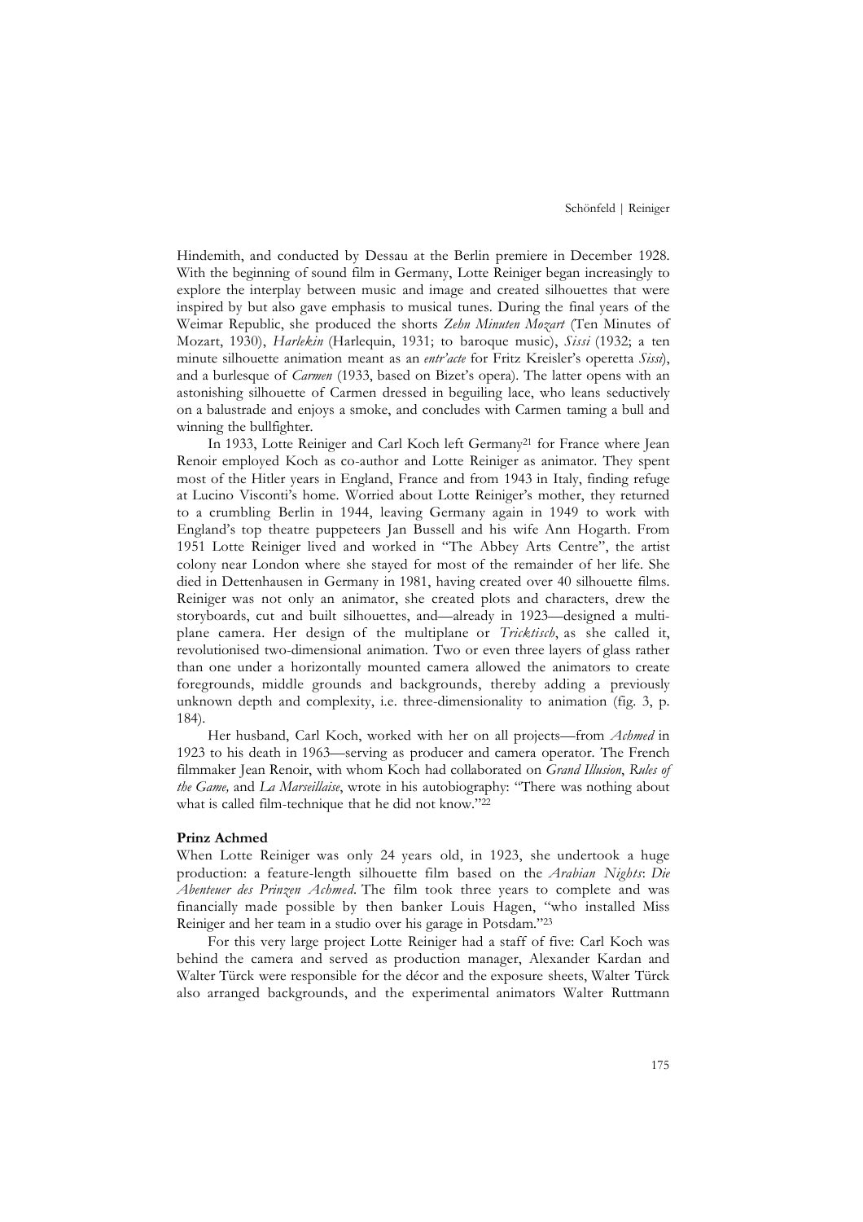Hindemith, and conducted by Dessau at the Berlin premiere in December 1928. With the beginning of sound film in Germany, Lotte Reiniger began increasingly to explore the interplay between music and image and created silhouettes that were inspired by but also gave emphasis to musical tunes. During the final years of the Weimar Republic, she produced the shorts *Zehn Minuten Mozart* (Ten Minutes of Mozart, 1930), *Harlekin* (Harlequin, 1931; to baroque music), *Sissi* (1932; a ten minute silhouette animation meant as an *entr'acte* for Fritz Kreisler's operetta *Sissi*), and a burlesque of *Carmen* (1933, based on Bizet's opera). The latter opens with an astonishing silhouette of Carmen dressed in beguiling lace, who leans seductively on a balustrade and enjoys a smoke, and concludes with Carmen taming a bull and winning the bullfighter.

In 1933, Lotte Reiniger and Carl Koch left Germany[21] for France where Jean Renoir employed Koch as co-author and Lotte Reiniger as animator. They spent most of the Hitler years in England, France and from 1943 in Italy, finding refuge at Lucino Visconti's home. Worried about Lotte Reiniger's mother, they returned to a crumbling Berlin in 1944, leaving Germany again in 1949 to work with England's top theatre puppeteers Jan Bussell and his wife Ann Hogarth. From 1951 Lotte Reiniger lived and worked in "The Abbey Arts Centre", the artist colony near London where she stayed for most of the remainder of her life. She died in Dettenhausen in Germany in 1981, having created over 40 silhouette films. Reiniger was not only an animator, she created plots and characters, drew the storyboards, cut and built silhouettes, and—already in 1923—designed a multi-plane camera. Her design of the multiplane or *Tricktisch*, as she called it, revolutionised two-dimensional animation. Two or even three layers of glass rather than one under a horizontally mounted camera allowed the animators to create foregrounds, middle grounds and backgrounds, thereby adding a previously unknown depth and complexity, i.e. three-dimensionality to animation (fig. 3, p. 184).

Her husband, Carl Koch, worked with her on all projects—from *Achmed* in 1923 to his death in 1963—serving as producer and camera operator. The French filmmaker Jean Renoir, with whom Koch had collaborated on *Grand Illusion*, *Rules of the Game,* and *La Marseillaise*, wrote in his autobiography: "There was nothing about what is called film-technique that he did not know."[22]

**Prinz Achmed**

When Lotte Reiniger was only 24 years old, in 1923, she undertook a huge production: a feature-length silhouette film based on the *Arabian Nights*: *Die Abenteuer des Prinzen Achmed*. The film took three years to complete and was financially made possible by then banker Louis Hagen, "who installed Miss Reiniger and her team in a studio over his garage in Potsdam."[23]

For this very large project Lotte Reiniger had a staff of five: Carl Koch was behind the camera and served as production manager, Alexander Kardan and Walter Türck were responsible for the décor and the exposure sheets, Walter Türck also arranged backgrounds, and the experimental animators Walter Ruttmann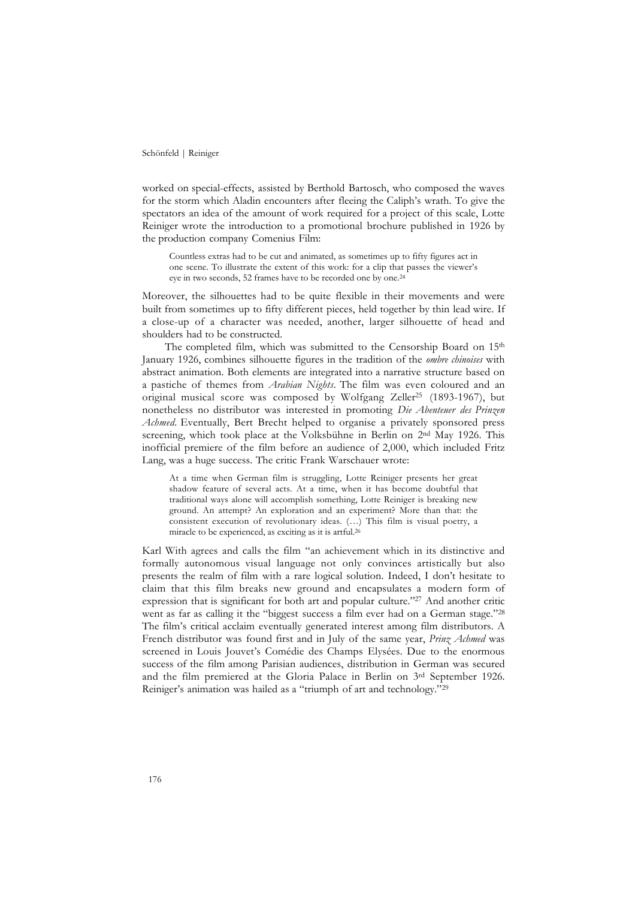worked on special-effects, assisted by Berthold Bartosch, who composed the waves for the storm which Aladin encounters after fleeing the Caliph's wrath. To give the spectators an idea of the amount of work required for a project of this scale, Lotte Reiniger wrote the introduction to a promotional brochure published in 1926 by the production company Comenius Film:

> Countless extras had to be cut and animated, as sometimes up to fifty figures act in one scene. To illustrate the extent of this work: for a clip that passes the viewer's eye in two seconds, 52 frames have to be recorded one by one.[24]

Moreover, the silhouettes had to be quite flexible in their movements and were built from sometimes up to fifty different pieces, held together by thin lead wire. If a close-up of a character was needed, another, larger silhouette of head and shoulders had to be constructed.

The completed film, which was submitted to the Censorship Board on 15th January 1926, combines silhouette figures in the tradition of the *ombre chinoises* with abstract animation. Both elements are integrated into a narrative structure based on a pastiche of themes from *Arabian Nights*. The film was even coloured and an original musical score was composed by Wolfgang Zeller[25] (1893-1967), but nonetheless no distributor was interested in promoting *Die Abenteuer des Prinzen Achmed*. Eventually, Bert Brecht helped to organise a privately sponsored press screening, which took place at the Volksbühne in Berlin on 2nd May 1926. This inofficial premiere of the film before an audience of 2,000, which included Fritz Lang, was a huge success. The critic Frank Warschauer wrote:

> At a time when German film is struggling, Lotte Reiniger presents her great shadow feature of several acts. At a time, when it has become doubtful that traditional ways alone will accomplish something, Lotte Reiniger is breaking new ground. An attempt? An exploration and an experiment? More than that: the consistent execution of revolutionary ideas. (…) This film is visual poetry, a miracle to be experienced, as exciting as it is artful.[26]

Karl With agrees and calls the film "an achievement which in its distinctive and formally autonomous visual language not only convinces artistically but also presents the realm of film with a rare logical solution. Indeed, I don't hesitate to claim that this film breaks new ground and encapsulates a modern form of expression that is significant for both art and popular culture."[27] And another critic went as far as calling it the "biggest success a film ever had on a German stage."[28] The film's critical acclaim eventually generated interest among film distributors. A French distributor was found first and in July of the same year, *Prinz Achmed* was screened in Louis Jouvet's Comédie des Champs Elysées. Due to the enormous success of the film among Parisian audiences, distribution in German was secured and the film premiered at the Gloria Palace in Berlin on 3rd September 1926. Reiniger's animation was hailed as a "triumph of art and technology."[29]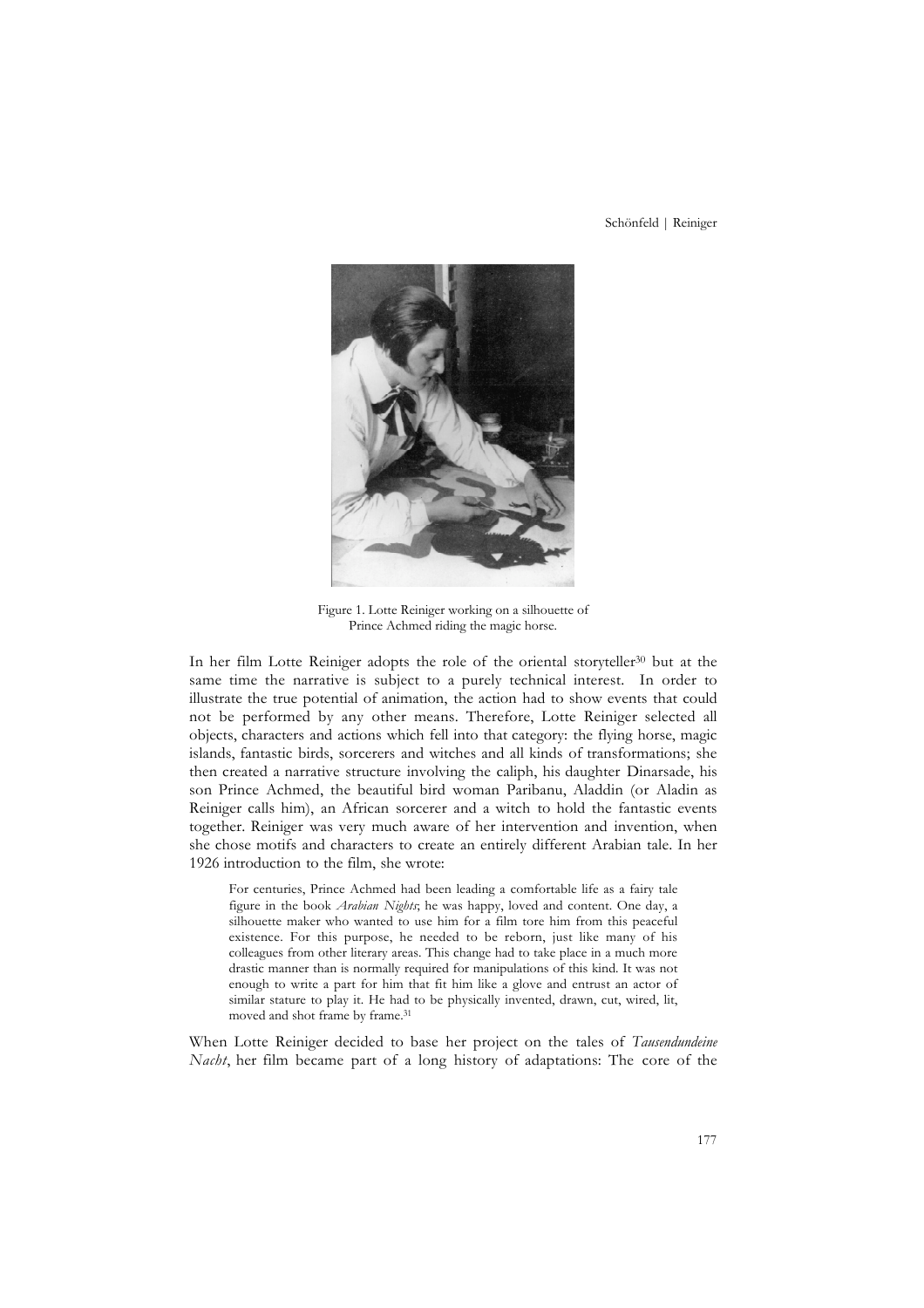Figure 1. Lotte Reiniger working on a silhouette of Prince Achmed riding the magic horse.

In her film Lotte Reiniger adopts the role of the oriental storyteller[30] but at the same time the narrative is subject to a purely technical interest. In order to illustrate the true potential of animation, the action had to show events that could not be performed by any other means. Therefore, Lotte Reiniger selected all objects, characters and actions which fell into that category: the flying horse, magic islands, fantastic birds, sorcerers and witches and all kinds of transformations; she then created a narrative structure involving the caliph, his daughter Dinarsade, his son Prince Achmed, the beautiful bird woman Paribanu, Aladdin (or Aladin as Reiniger calls him), an African sorcerer and a witch to hold the fantastic events together. Reiniger was very much aware of her intervention and invention, when she chose motifs and characters to create an entirely different Arabian tale. In her 1926 introduction to the film, she wrote:

> For centuries, Prince Achmed had been leading a comfortable life as a fairy tale figure in the book *Arabian Nights*; he was happy, loved and content. One day, a silhouette maker who wanted to use him for a film tore him from this peaceful existence. For this purpose, he needed to be reborn, just like many of his colleagues from other literary areas. This change had to take place in a much more drastic manner than is normally required for manipulations of this kind. It was not enough to write a part for him that fit him like a glove and entrust an actor of similar stature to play it. He had to be physically invented, drawn, cut, wired, lit, moved and shot frame by frame.[31]

When Lotte Reiniger decided to base her project on the tales of *Tausendundeine Nacht*, her film became part of a long history of adaptations: The core of the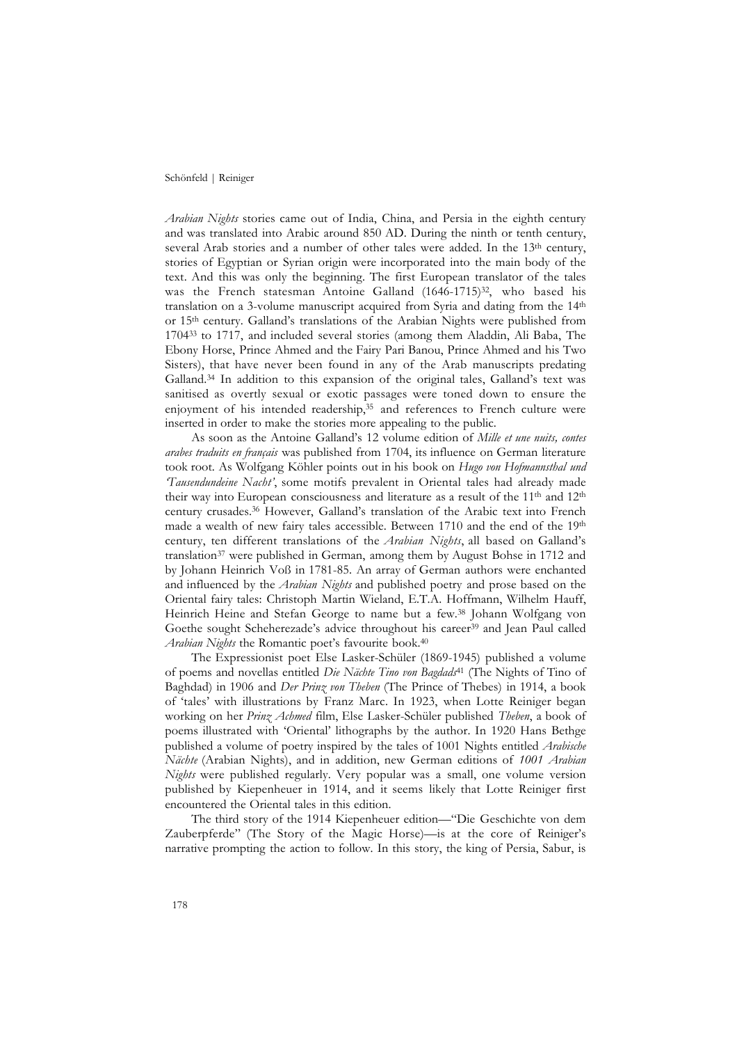*Arabian Nights* stories came out of India, China, and Persia in the eighth century and was translated into Arabic around 850 AD. During the ninth or tenth century, several Arab stories and a number of other tales were added. In the 13th century, stories of Egyptian or Syrian origin were incorporated into the main body of the text. And this was only the beginning. The first European translator of the tales was the French statesman Antoine Galland (1646-1715)[32], who based his translation on a 3-volume manuscript acquired from Syria and dating from the 14th or 15th century. Galland's translations of the Arabian Nights were published from 1704[33] to 1717, and included several stories (among them Aladdin, Ali Baba, The Ebony Horse, Prince Ahmed and the Fairy Pari Banou, Prince Ahmed and his Two Sisters), that have never been found in any of the Arab manuscripts predating Galland.[34] In addition to this expansion of the original tales, Galland's text was sanitised as overtly sexual or exotic passages were toned down to ensure the enjoyment of his intended readership,[35] and references to French culture were inserted in order to make the stories more appealing to the public.

As soon as the Antoine Galland's 12 volume edition of *Mille et une nuits, contes arabes traduits en français* was published from 1704, its influence on German literature took root. As Wolfgang Köhler points out in his book on *Hugo von Hofmannsthal und 'Tausendundeine Nacht'*, some motifs prevalent in Oriental tales had already made their way into European consciousness and literature as a result of the 11th and 12th century crusades.[36] However, Galland's translation of the Arabic text into French made a wealth of new fairy tales accessible. Between 1710 and the end of the 19th century, ten different translations of the *Arabian Nights*, all based on Galland's translation[37] were published in German, among them by August Bohse in 1712 and by Johann Heinrich Voß in 1781-85. An array of German authors were enchanted and influenced by the *Arabian Nights* and published poetry and prose based on the Oriental fairy tales: Christoph Martin Wieland, E.T.A. Hoffmann, Wilhelm Hauff, Heinrich Heine and Stefan George to name but a few.[38] Johann Wolfgang von Goethe sought Scheherezade's advice throughout his career[39] and Jean Paul called *Arabian Nights* the Romantic poet's favourite book.[40]

The Expressionist poet Else Lasker-Schüler (1869-1945) published a volume of poems and novellas entitled *Die Nächte Tino von Bagdads*[41] (The Nights of Tino of Baghdad) in 1906 and *Der Prinz von Theben* (The Prince of Thebes) in 1914, a book of 'tales' with illustrations by Franz Marc. In 1923, when Lotte Reiniger began working on her *Prinz Achmed* film, Else Lasker-Schüler published *Theben*, a book of poems illustrated with 'Oriental' lithographs by the author. In 1920 Hans Bethge published a volume of poetry inspired by the tales of 1001 Nights entitled *Arabische Nächte* (Arabian Nights), and in addition, new German editions of *1001 Arabian Nights* were published regularly. Very popular was a small, one volume version published by Kiepenheuer in 1914, and it seems likely that Lotte Reiniger first encountered the Oriental tales in this edition.

The third story of the 1914 Kiepenheuer edition—"Die Geschichte von dem Zauberpferde" (The Story of the Magic Horse)—is at the core of Reiniger's narrative prompting the action to follow. In this story, the king of Persia, Sabur, is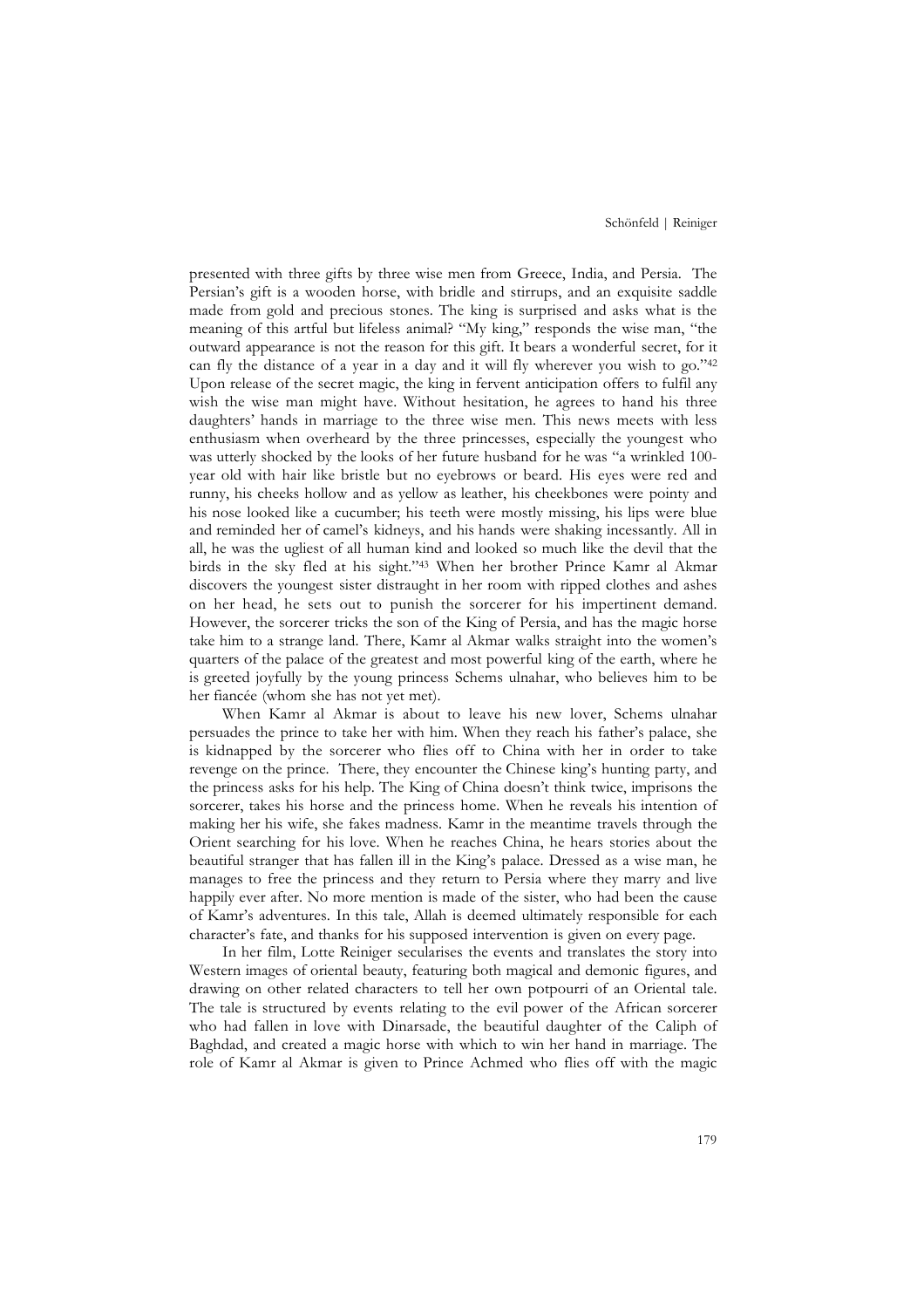presented with three gifts by three wise men from Greece, India, and Persia. The Persian's gift is a wooden horse, with bridle and stirrups, and an exquisite saddle made from gold and precious stones. The king is surprised and asks what is the meaning of this artful but lifeless animal? "My king," responds the wise man, "the outward appearance is not the reason for this gift. It bears a wonderful secret, for it can fly the distance of a year in a day and it will fly wherever you wish to go."[42] Upon release of the secret magic, the king in fervent anticipation offers to fulfil any wish the wise man might have. Without hesitation, he agrees to hand his three daughters' hands in marriage to the three wise men. This news meets with less enthusiasm when overheard by the three princesses, especially the youngest who was utterly shocked by the looks of her future husband for he was "a wrinkled 100-year old with hair like bristle but no eyebrows or beard. His eyes were red and runny, his cheeks hollow and as yellow as leather, his cheekbones were pointy and his nose looked like a cucumber; his teeth were mostly missing, his lips were blue and reminded her of camel's kidneys, and his hands were shaking incessantly. All in all, he was the ugliest of all human kind and looked so much like the devil that the birds in the sky fled at his sight."[43] When her brother Prince Kamr al Akmar discovers the youngest sister distraught in her room with ripped clothes and ashes on her head, he sets out to punish the sorcerer for his impertinent demand. However, the sorcerer tricks the son of the King of Persia, and has the magic horse take him to a strange land. There, Kamr al Akmar walks straight into the women's quarters of the palace of the greatest and most powerful king of the earth, where he is greeted joyfully by the young princess Schems ulnahar, who believes him to be her fiancée (whom she has not yet met).

When Kamr al Akmar is about to leave his new lover, Schems ulnahar persuades the prince to take her with him. When they reach his father's palace, she is kidnapped by the sorcerer who flies off to China with her in order to take revenge on the prince. There, they encounter the Chinese king's hunting party, and the princess asks for his help. The King of China doesn't think twice, imprisons the sorcerer, takes his horse and the princess home. When he reveals his intention of making her his wife, she fakes madness. Kamr in the meantime travels through the Orient searching for his love. When he reaches China, he hears stories about the beautiful stranger that has fallen ill in the King's palace. Dressed as a wise man, he manages to free the princess and they return to Persia where they marry and live happily ever after. No more mention is made of the sister, who had been the cause of Kamr's adventures. In this tale, Allah is deemed ultimately responsible for each character's fate, and thanks for his supposed intervention is given on every page.

In her film, Lotte Reiniger secularises the events and translates the story into Western images of oriental beauty, featuring both magical and demonic figures, and drawing on other related characters to tell her own potpourri of an Oriental tale. The tale is structured by events relating to the evil power of the African sorcerer who had fallen in love with Dinarsade, the beautiful daughter of the Caliph of Baghdad, and created a magic horse with which to win her hand in marriage. The role of Kamr al Akmar is given to Prince Achmed who flies off with the magic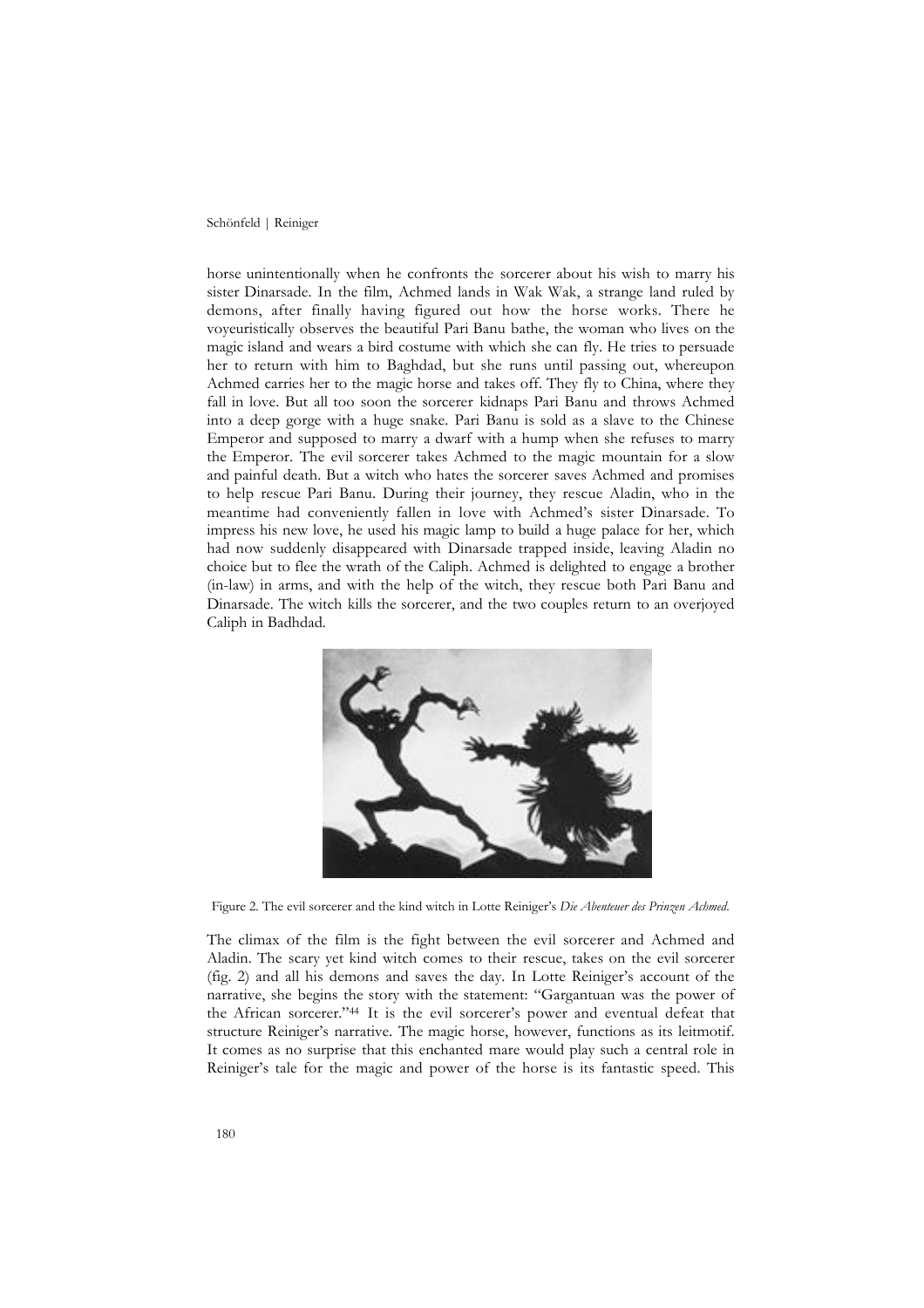horse unintentionally when he confronts the sorcerer about his wish to marry his sister Dinarsade. In the film, Achmed lands in Wak Wak, a strange land ruled by demons, after finally having figured out how the horse works. There he voyeuristically observes the beautiful Pari Banu bathe, the woman who lives on the magic island and wears a bird costume with which she can fly. He tries to persuade her to return with him to Baghdad, but she runs until passing out, whereupon Achmed carries her to the magic horse and takes off. They fly to China, where they fall in love. But all too soon the sorcerer kidnaps Pari Banu and throws Achmed into a deep gorge with a huge snake. Pari Banu is sold as a slave to the Chinese Emperor and supposed to marry a dwarf with a hump when she refuses to marry the Emperor. The evil sorcerer takes Achmed to the magic mountain for a slow and painful death. But a witch who hates the sorcerer saves Achmed and promises to help rescue Pari Banu. During their journey, they rescue Aladin, who in the meantime had conveniently fallen in love with Achmed's sister Dinarsade. To impress his new love, he used his magic lamp to build a huge palace for her, which had now suddenly disappeared with Dinarsade trapped inside, leaving Aladin no choice but to flee the wrath of the Caliph. Achmed is delighted to engage a brother (in-law) in arms, and with the help of the witch, they rescue both Pari Banu and Dinarsade. The witch kills the sorcerer, and the two couples return to an overjoyed Caliph in Badhdad.

Figure 2. The evil sorcerer and the kind witch in Lotte Reiniger's *Die Abenteuer des Prinzen Achmed*.

The climax of the film is the fight between the evil sorcerer and Achmed and Aladin. The scary yet kind witch comes to their rescue, takes on the evil sorcerer (fig. 2) and all his demons and saves the day. In Lotte Reiniger's account of the narrative, she begins the story with the statement: "Gargantuan was the power of the African sorcerer."[44] It is the evil sorcerer's power and eventual defeat that structure Reiniger's narrative. The magic horse, however, functions as its leitmotif. It comes as no surprise that this enchanted mare would play such a central role in Reiniger's tale for the magic and power of the horse is its fantastic speed. This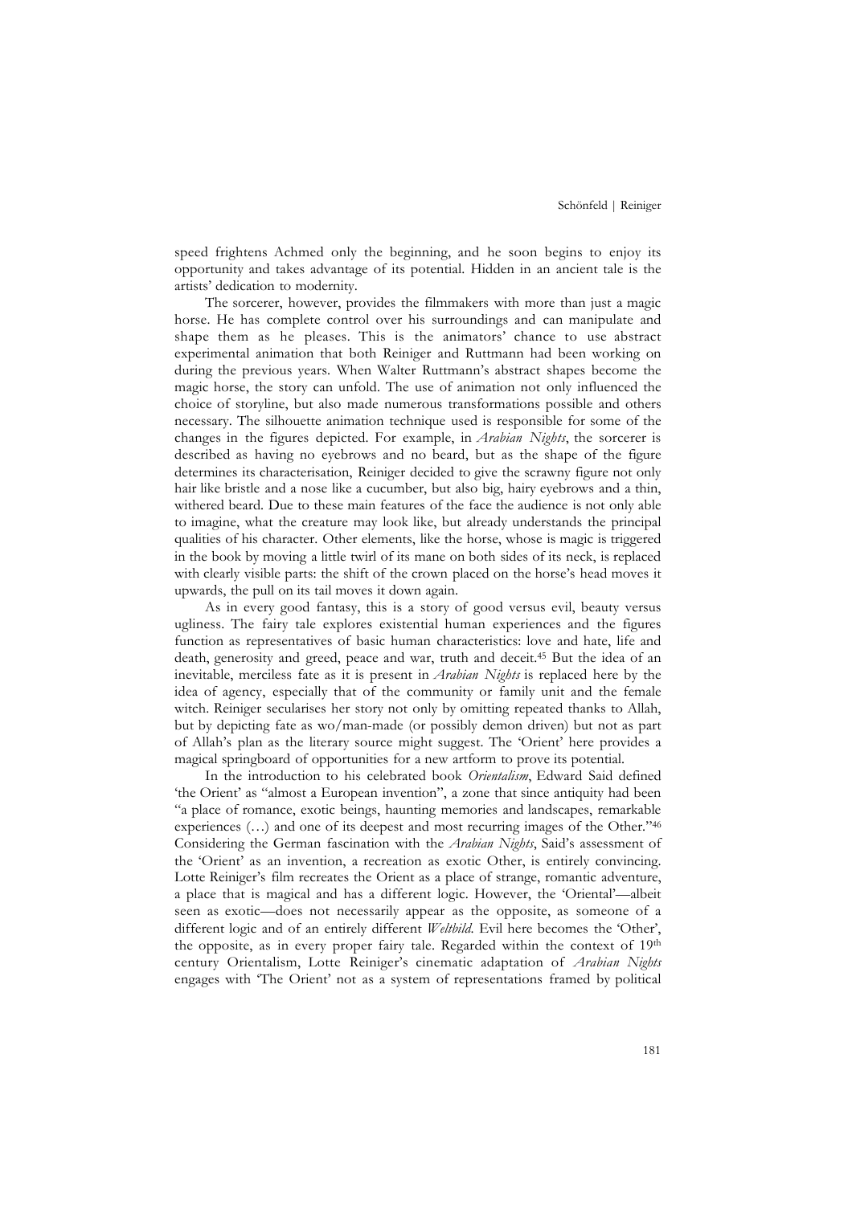speed frightens Achmed only the beginning, and he soon begins to enjoy its opportunity and takes advantage of its potential. Hidden in an ancient tale is the artists' dedication to modernity.

The sorcerer, however, provides the filmmakers with more than just a magic horse. He has complete control over his surroundings and can manipulate and shape them as he pleases. This is the animators' chance to use abstract experimental animation that both Reiniger and Ruttmann had been working on during the previous years. When Walter Ruttmann's abstract shapes become the magic horse, the story can unfold. The use of animation not only influenced the choice of storyline, but also made numerous transformations possible and others necessary. The silhouette animation technique used is responsible for some of the changes in the figures depicted. For example, in *Arabian Nights*, the sorcerer is described as having no eyebrows and no beard, but as the shape of the figure determines its characterisation, Reiniger decided to give the scrawny figure not only hair like bristle and a nose like a cucumber, but also big, hairy eyebrows and a thin, withered beard. Due to these main features of the face the audience is not only able to imagine, what the creature may look like, but already understands the principal qualities of his character. Other elements, like the horse, whose is magic is triggered in the book by moving a little twirl of its mane on both sides of its neck, is replaced with clearly visible parts: the shift of the crown placed on the horse's head moves it upwards, the pull on its tail moves it down again.

As in every good fantasy, this is a story of good versus evil, beauty versus ugliness. The fairy tale explores existential human experiences and the figures function as representatives of basic human characteristics: love and hate, life and death, generosity and greed, peace and war, truth and deceit.[45] But the idea of an inevitable, merciless fate as it is present in *Arabian Nights* is replaced here by the idea of agency, especially that of the community or family unit and the female witch. Reiniger secularises her story not only by omitting repeated thanks to Allah, but by depicting fate as wo/man-made (or possibly demon driven) but not as part of Allah's plan as the literary source might suggest. The 'Orient' here provides a magical springboard of opportunities for a new artform to prove its potential.

In the introduction to his celebrated book *Orientalism*, Edward Said defined 'the Orient' as "almost a European invention", a zone that since antiquity had been "a place of romance, exotic beings, haunting memories and landscapes, remarkable experiences (…) and one of its deepest and most recurring images of the Other."[46] Considering the German fascination with the *Arabian Nights*, Said's assessment of the 'Orient' as an invention, a recreation as exotic Other, is entirely convincing. Lotte Reiniger's film recreates the Orient as a place of strange, romantic adventure, a place that is magical and has a different logic. However, the 'Oriental'—albeit seen as exotic—does not necessarily appear as the opposite, as someone of a different logic and of an entirely different *Weltbild*. Evil here becomes the 'Other', the opposite, as in every proper fairy tale. Regarded within the context of 19th century Orientalism, Lotte Reiniger's cinematic adaptation of *Arabian Nights* engages with 'The Orient' not as a system of representations framed by political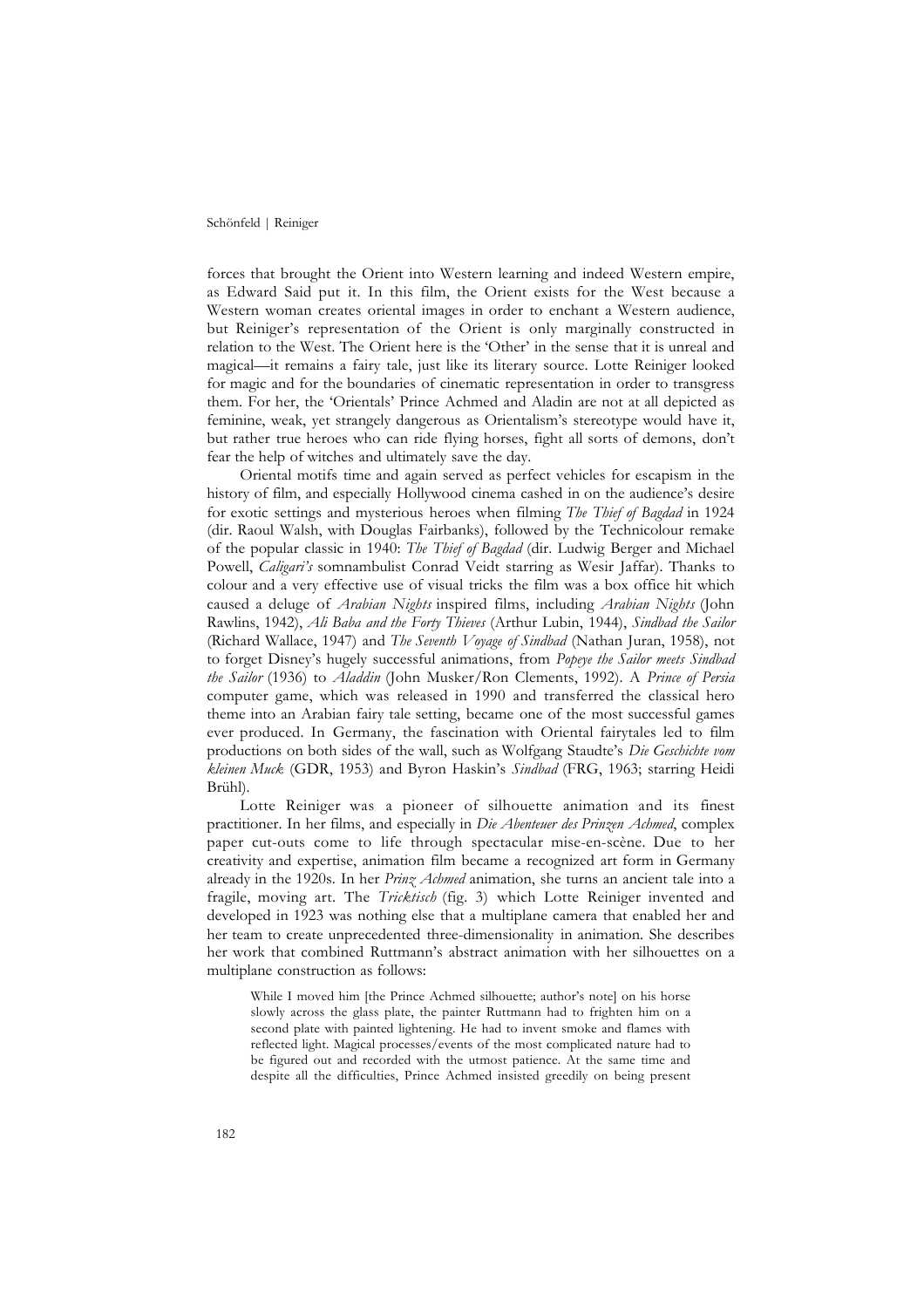forces that brought the Orient into Western learning and indeed Western empire, as Edward Said put it. In this film, the Orient exists for the West because a Western woman creates oriental images in order to enchant a Western audience, but Reiniger's representation of the Orient is only marginally constructed in relation to the West. The Orient here is the 'Other' in the sense that it is unreal and magical—it remains a fairy tale, just like its literary source. Lotte Reiniger looked for magic and for the boundaries of cinematic representation in order to transgress them. For her, the 'Orientals' Prince Achmed and Aladin are not at all depicted as feminine, weak, yet strangely dangerous as Orientalism's stereotype would have it, but rather true heroes who can ride flying horses, fight all sorts of demons, don't fear the help of witches and ultimately save the day.

Oriental motifs time and again served as perfect vehicles for escapism in the history of film, and especially Hollywood cinema cashed in on the audience's desire for exotic settings and mysterious heroes when filming *The Thief of Bagdad* in 1924 (dir. Raoul Walsh, with Douglas Fairbanks), followed by the Technicolour remake of the popular classic in 1940: *The Thief of Bagdad* (dir. Ludwig Berger and Michael Powell, *Caligari's* somnambulist Conrad Veidt starring as Wesir Jaffar). Thanks to colour and a very effective use of visual tricks the film was a box office hit which caused a deluge of *Arabian Nights* inspired films, including *Arabian Nights* (John Rawlins, 1942), *Ali Baba and the Forty Thieves* (Arthur Lubin, 1944), *Sindbad the Sailor* (Richard Wallace, 1947) and *The Seventh Voyage of Sindbad* (Nathan Juran, 1958), not to forget Disney's hugely successful animations, from *Popeye the Sailor meets Sindbad the Sailor* (1936) to *Aladdin* (John Musker/Ron Clements, 1992). A *Prince of Persia* computer game, which was released in 1990 and transferred the classical hero theme into an Arabian fairy tale setting, became one of the most successful games ever produced. In Germany, the fascination with Oriental fairytales led to film productions on both sides of the wall, such as Wolfgang Staudte's *Die Geschichte vom kleinen Muck* (GDR, 1953) and Byron Haskin's *Sindbad* (FRG, 1963; starring Heidi Brühl).

Lotte Reiniger was a pioneer of silhouette animation and its finest practitioner. In her films, and especially in *Die Abenteuer des Prinzen Achmed*, complex paper cut-outs come to life through spectacular mise-en-scène. Due to her creativity and expertise, animation film became a recognized art form in Germany already in the 1920s. In her *Prinz Achmed* animation, she turns an ancient tale into a fragile, moving art. The *Tricktisch* (fig. 3) which Lotte Reiniger invented and developed in 1923 was nothing else that a multiplane camera that enabled her and her team to create unprecedented three-dimensionality in animation. She describes her work that combined Ruttmann's abstract animation with her silhouettes on a multiplane construction as follows:

> While I moved him [the Prince Achmed silhouette; author's note] on his horse slowly across the glass plate, the painter Ruttmann had to frighten him on a second plate with painted lightening. He had to invent smoke and flames with reflected light. Magical processes/events of the most complicated nature had to be figured out and recorded with the utmost patience. At the same time and despite all the difficulties, Prince Achmed insisted greedily on being present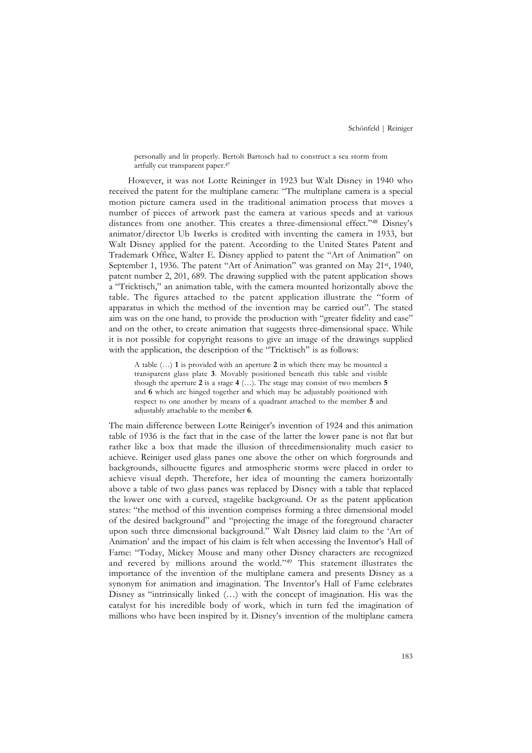> personally and lit properly. Bertolt Bartosch had to construct a sea storm from artfully cut transparent paper.[47]

However, it was not Lotte Reininger in 1923 but Walt Disney in 1940 who received the patent for the multiplane camera: "The multiplane camera is a special motion picture camera used in the traditional animation process that moves a number of pieces of artwork past the camera at various speeds and at various distances from one another. This creates a three-dimensional effect."[48] Disney's animator/director Ub Iwerks is credited with inventing the camera in 1933, but Walt Disney applied for the patent. According to the United States Patent and Trademark Office, Walter E. Disney applied to patent the "Art of Animation" on September 1, 1936. The patent "Art of Animation" was granted on May 21st, 1940, patent number 2, 201, 689. The drawing supplied with the patent application shows a "Tricktisch," an animation table, with the camera mounted horizontally above the table. The figures attached to the patent application illustrate the "form of apparatus in which the method of the invention may be carried out". The stated aim was on the one hand, to provide the production with "greater fidelity and ease" and on the other, to create animation that suggests three-dimensional space. While it is not possible for copyright reasons to give an image of the drawings supplied with the application, the description of the "Tricktisch" is as follows:

> A table (…) **1** is provided with an aperture **2** in which there may be mounted a transparent glass plate **3**. Movably positioned beneath this table and visible though the aperture **2** is a stage **4** (…). The stage may consist of two members **5** and **6** which are hinged together and which may be adjustably positioned with respect to one another by means of a quadrant attached to the member **5** and adjustably attachable to the member **6**.

The main difference between Lotte Reiniger's invention of 1924 and this animation table of 1936 is the fact that in the case of the latter the lower pane is not flat but rather like a box that made the illusion of threedimensionality much easier to achieve. Reiniger used glass panes one above the other on which forgrounds and backgrounds, silhouette figures and atmospheric storms were placed in order to achieve visual depth. Therefore, her idea of mounting the camera horizontally above a table of two glass panes was replaced by Disney with a table that replaced the lower one with a curved, stagelike background. Or as the patent application states: "the method of this invention comprises forming a three dimensional model of the desired background" and "projecting the image of the foreground character upon such three dimensional background." Walt Disney laid claim to the 'Art of Animation' and the impact of his claim is felt when accessing the Inventor's Hall of Fame: "Today, Mickey Mouse and many other Disney characters are recognized and revered by millions around the world."[49] This statement illustrates the importance of the invention of the multiplane camera and presents Disney as a synonym for animation and imagination. The Inventor's Hall of Fame celebrates Disney as "intrinsically linked (…) with the concept of imagination. His was the catalyst for his incredible body of work, which in turn fed the imagination of millions who have been inspired by it. Disney's invention of the multiplane camera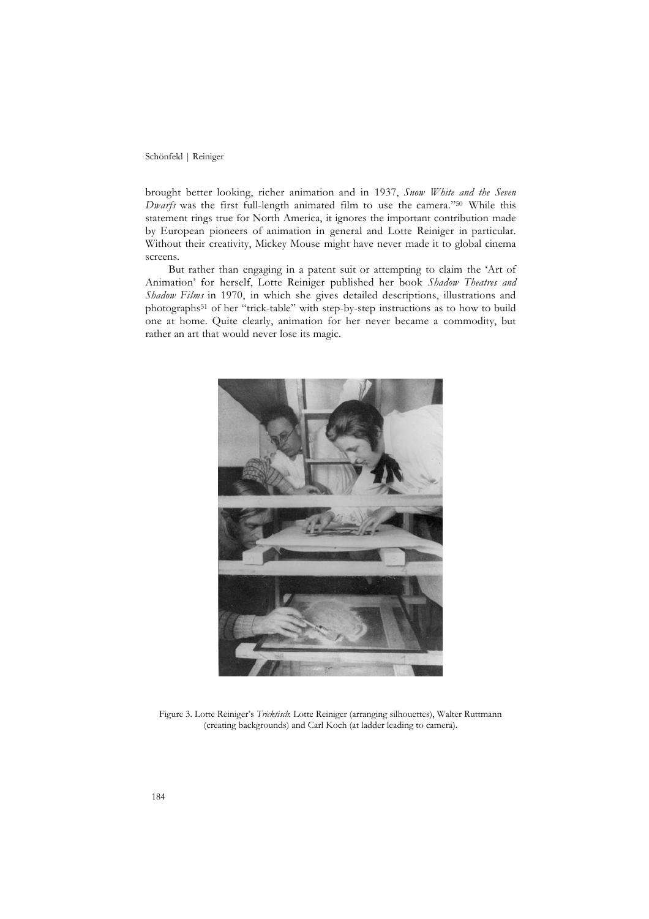brought better looking, richer animation and in 1937, *Snow White and the Seven Dwarfs* was the first full-length animated film to use the camera."[50] While this statement rings true for North America, it ignores the important contribution made by European pioneers of animation in general and Lotte Reiniger in particular. Without their creativity, Mickey Mouse might have never made it to global cinema screens.

But rather than engaging in a patent suit or attempting to claim the 'Art of Animation' for herself, Lotte Reiniger published her book *Shadow Theatres and Shadow Films* in 1970, in which she gives detailed descriptions, illustrations and photographs[51] of her "trick-table" with step-by-step instructions as to how to build one at home. Quite clearly, animation for her never became a commodity, but rather an art that would never lose its magic.

Figure 3. Lotte Reiniger's *Tricktisch*: Lotte Reiniger (arranging silhouettes), Walter Ruttmann (creating backgrounds) and Carl Koch (at ladder leading to camera).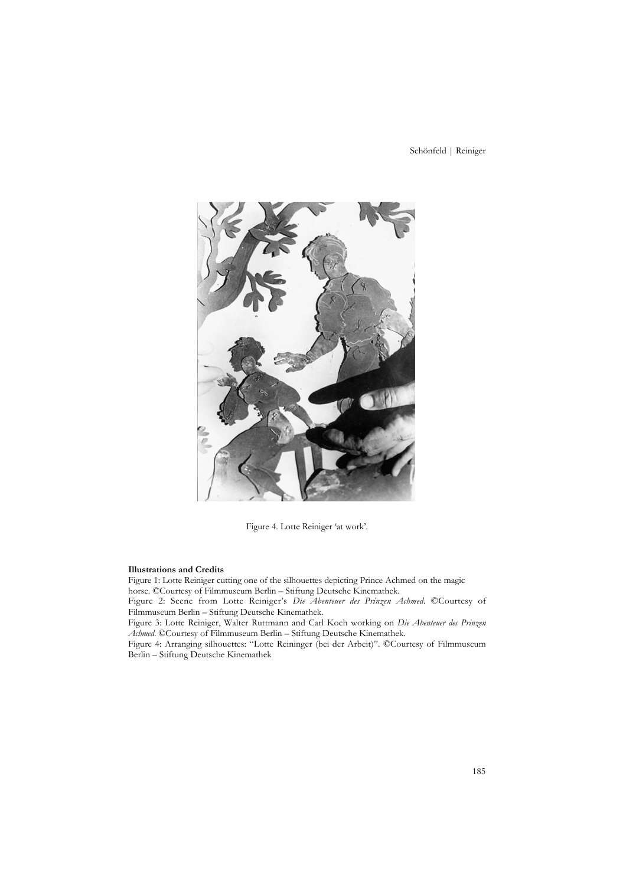Figure 4. Lotte Reiniger 'at work'.

**Illustrations and Credits**

Figure 1: Lotte Reiniger cutting one of the silhouettes depicting Prince Achmed on the magic horse. ©Courtesy of Filmmuseum Berlin – Stiftung Deutsche Kinemathek.

Figure 2: Scene from Lotte Reiniger's *Die Abenteuer des Prinzen Achmed*. ©Courtesy of Filmmuseum Berlin – Stiftung Deutsche Kinemathek.

Figure 3: Lotte Reiniger, Walter Ruttmann and Carl Koch working on *Die Abenteuer des Prinzen Achmed*. ©Courtesy of Filmmuseum Berlin – Stiftung Deutsche Kinemathek.

Figure 4: Arranging silhouettes: "Lotte Reininger (bei der Arbeit)". ©Courtesy of Filmmuseum Berlin – Stiftung Deutsche Kinemathek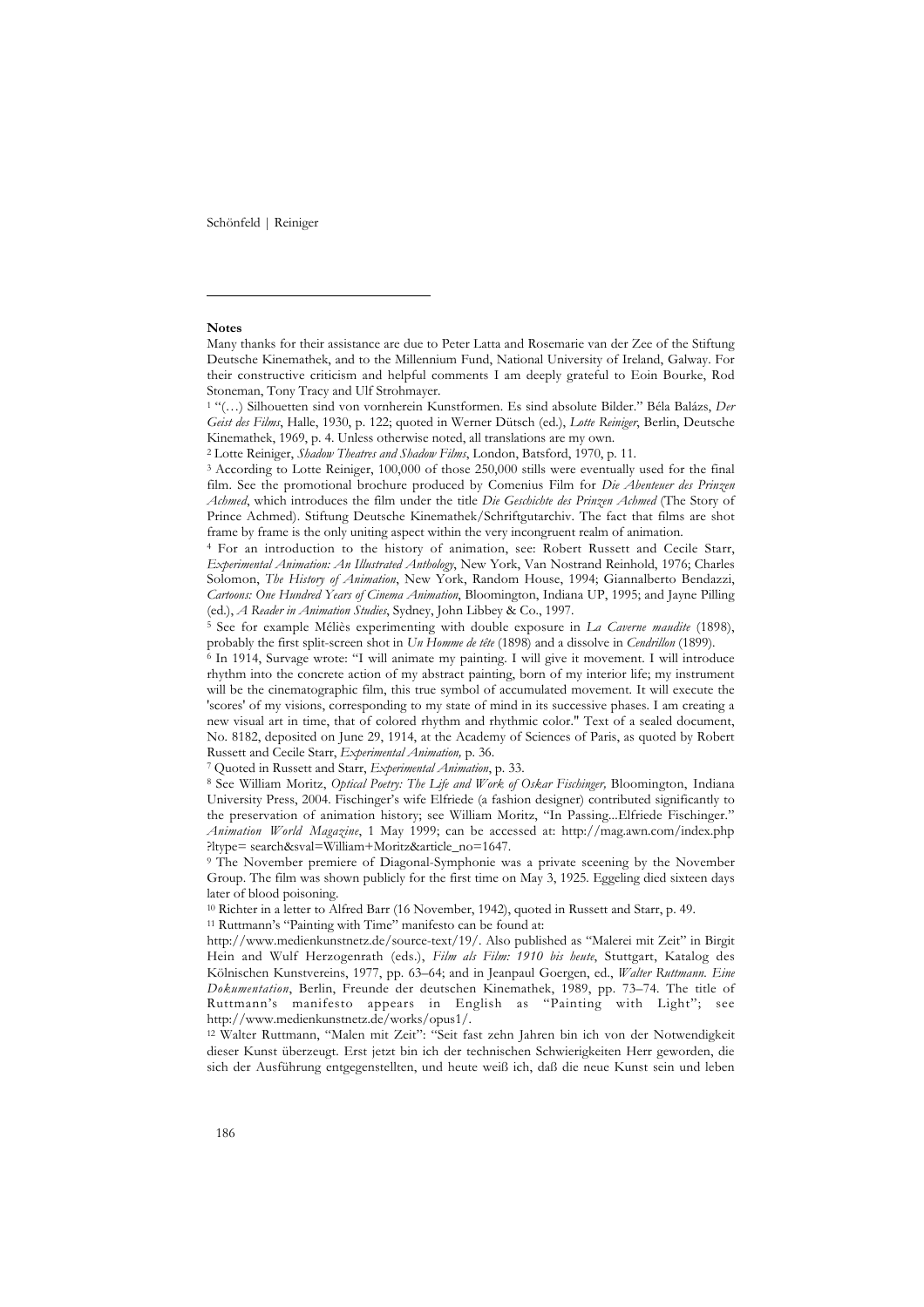**Notes**

Many thanks for their assistance are due to Peter Latta and Rosemarie van der Zee of the Stiftung Deutsche Kinemathek, and to the Millennium Fund, National University of Ireland, Galway. For their constructive criticism and helpful comments I am deeply grateful to Eoin Bourke, Rod Stoneman, Tony Tracy and Ulf Strohmayer.

[1] "(…) Silhouetten sind von vornherein Kunstformen. Es sind absolute Bilder." Béla Balázs, *Der Geist des Films*, Halle, 1930, p. 122; quoted in Werner Dütsch (ed.), *Lotte Reiniger*, Berlin, Deutsche Kinemathek, 1969, p. 4. Unless otherwise noted, all translations are my own.

[2] Lotte Reiniger, *Shadow Theatres and Shadow Films*, London, Batsford, 1970, p. 11.

[3] According to Lotte Reiniger, 100,000 of those 250,000 stills were eventually used for the final film. See the promotional brochure produced by Comenius Film for *Die Abenteuer des Prinzen Achmed*, which introduces the film under the title *Die Geschichte des Prinzen Achmed* (The Story of Prince Achmed). Stiftung Deutsche Kinemathek/Schriftgutarchiv. The fact that films are shot frame by frame is the only uniting aspect within the very incongruent realm of animation.

[4] For an introduction to the history of animation, see: Robert Russett and Cecile Starr, *Experimental Animation: An Illustrated Anthology*, New York, Van Nostrand Reinhold, 1976; Charles Solomon, *The History of Animation*, New York, Random House, 1994; Giannalberto Bendazzi, *Cartoons: One Hundred Years of Cinema Animation*, Bloomington, Indiana UP, 1995; and Jayne Pilling (ed.), *A Reader in Animation Studies*, Sydney, John Libbey & Co., 1997.

[5] See for example Méliès experimenting with double exposure in *La Caverne maudite* (1898), probably the first split-screen shot in *Un Homme de tête* (1898) and a dissolve in *Cendrillon* (1899).

[6] In 1914, Survage wrote: "I will animate my painting. I will give it movement. I will introduce rhythm into the concrete action of my abstract painting, born of my interior life; my instrument will be the cinematographic film, this true symbol of accumulated movement. It will execute the 'scores' of my visions, corresponding to my state of mind in its successive phases. I am creating a new visual art in time, that of colored rhythm and rhythmic color." Text of a sealed document, No. 8182, deposited on June 29, 1914, at the Academy of Sciences of Paris, as quoted by Robert Russett and Cecile Starr, *Experimental Animation,* p. 36.

[7] Quoted in Russett and Starr, *Experimental Animation*, p. 33.

[8] See William Moritz, *Optical Poetry: The Life and Work of Oskar Fischinger,* Bloomington, Indiana University Press, 2004. Fischinger's wife Elfriede (a fashion designer) contributed significantly to the preservation of animation history; see William Moritz, "In Passing...Elfriede Fischinger." *Animation World Magazine*, 1 May 1999; can be accessed at: http://mag.awn.com/index.php?ltype= search&sval=William+Moritz&article_no=1647.

[9] The November premiere of Diagonal-Symphonie was a private sceening by the November Group. The film was shown publicly for the first time on May 3, 1925. Eggeling died sixteen days later of blood poisoning.

[10] Richter in a letter to Alfred Barr (16 November, 1942), quoted in Russett and Starr, p. 49.

[11] Ruttmann's "Painting with Time" manifesto can be found at: http://www.medienkunstnetz.de/source-text/19/. Also published as "Malerei mit Zeit" in Birgit Hein and Wulf Herzogenrath (eds.), *Film als Film: 1910 bis heute*, Stuttgart, Katalog des Kölnischen Kunstvereins, 1977, pp. 63–64; and in Jeanpaul Goergen, ed., *Walter Ruttmann. Eine Dokumentation*, Berlin, Freunde der deutschen Kinemathek, 1989, pp. 73–74. The title of Ruttmann's manifesto appears in English as "Painting with Light"; see http://www.medienkunstnetz.de/works/opus1/.

[12] Walter Ruttmann, "Malen mit Zeit": "Seit fast zehn Jahren bin ich von der Notwendigkeit dieser Kunst überzeugt. Erst jetzt bin ich der technischen Schwierigkeiten Herr geworden, die sich der Ausführung entgegenstellten, und heute weiß ich, daß die neue Kunst sein und leben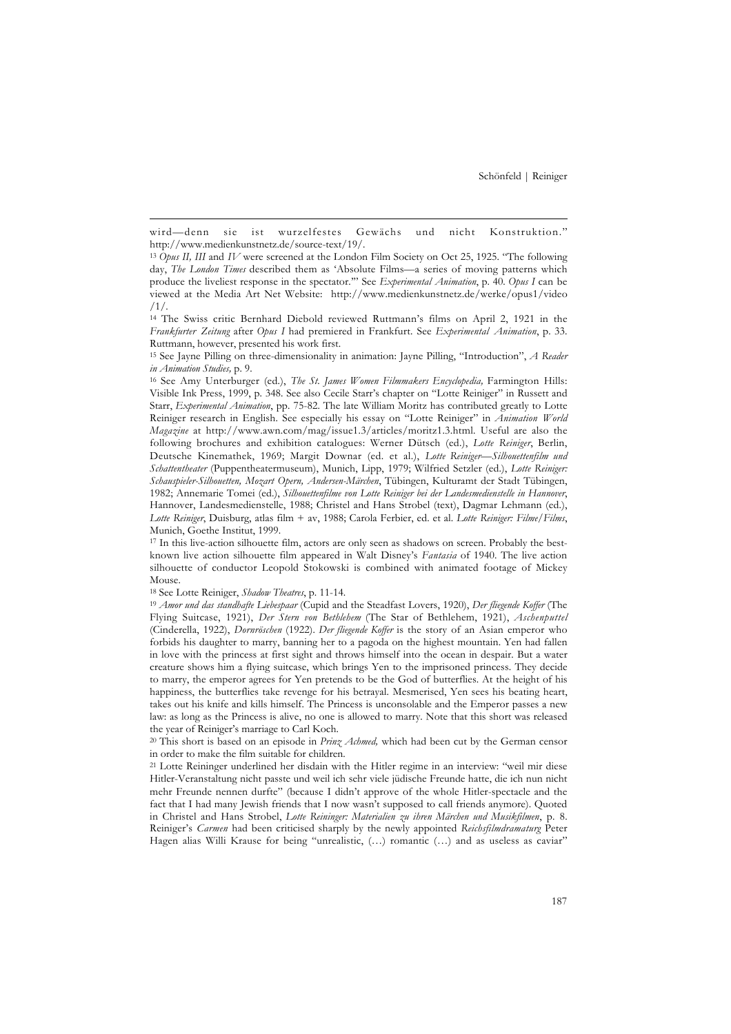wird—denn sie ist wurzelfestes Gewächs und nicht Konstruktion." http://www.medienkunstnetz.de/source-text/19/.

[13] *Opus II, III* and *IV* were screened at the London Film Society on Oct 25, 1925. "The following day, *The London Times* described them as 'Absolute Films—a series of moving patterns which produce the liveliest response in the spectator.'" See *Experimental Animation*, p. 40. *Opus I* can be viewed at the Media Art Net Website: http://www.medienkunstnetz.de/werke/opus1/video/1/.

[14] The Swiss critic Bernhard Diebold reviewed Ruttmann's films on April 2, 1921 in the *Frankfurter Zeitung* after *Opus I* had premiered in Frankfurt. See *Experimental Animation*, p. 33. Ruttmann, however, presented his work first.

[15] See Jayne Pilling on three-dimensionality in animation: Jayne Pilling, "Introduction", *A Reader in Animation Studies,* p. 9.

[16] See Amy Unterburger (ed.), *The St. James Women Filmmakers Encyclopedia,* Farmington Hills: Visible Ink Press, 1999, p. 348. See also Cecile Starr's chapter on "Lotte Reiniger" in Russett and Starr, *Experimental Animation*, pp. 75-82. The late William Moritz has contributed greatly to Lotte Reiniger research in English. See especially his essay on "Lotte Reiniger" in *Animation World Magazine* at http://www.awn.com/mag/issue1.3/articles/moritz1.3.html. Useful are also the following brochures and exhibition catalogues: Werner Dütsch (ed.), *Lotte Reiniger*, Berlin, Deutsche Kinemathek, 1969; Margit Downar (ed. et al.), *Lotte Reiniger—Silhouettenfilm und Schattentheater* (Puppentheatermuseum), Munich, Lipp, 1979; Wilfried Setzler (ed.), *Lotte Reiniger: Schauspieler-Silhouetten, Mozart Opern, Andersen-Märchen*, Tübingen, Kulturamt der Stadt Tübingen, 1982; Annemarie Tomei (ed.), *Silhouettenfilme von Lotte Reiniger bei der Landesmedienstelle in Hannover*, Hannover, Landesmedienstelle, 1988; Christel and Hans Strobel (text), Dagmar Lehmann (ed.), *Lotte Reiniger*, Duisburg, atlas film + av, 1988; Carola Ferbier, ed. et al. *Lotte Reiniger: Filme/Films*, Munich, Goethe Institut, 1999.

[17] In this live-action silhouette film, actors are only seen as shadows on screen. Probably the best-known live action silhouette film appeared in Walt Disney's *Fantasia* of 1940. The live action silhouette of conductor Leopold Stokowski is combined with animated footage of Mickey Mouse.

[18] See Lotte Reiniger, *Shadow Theatres*, p. 11-14.

[19] *Amor und das standhafte Liebespaar* (Cupid and the Steadfast Lovers, 1920), *Der fliegende Koffer* (The Flying Suitcase, 1921), *Der Stern von Bethlehem* (The Star of Bethlehem, 1921), *Aschenputtel* (Cinderella, 1922), *Dornröschen* (1922). *Der fliegende Koffer* is the story of an Asian emperor who forbids his daughter to marry, banning her to a pagoda on the highest mountain. Yen had fallen in love with the princess at first sight and throws himself into the ocean in despair. But a water creature shows him a flying suitcase, which brings Yen to the imprisoned princess. They decide to marry, the emperor agrees for Yen pretends to be the God of butterflies. At the height of his happiness, the butterflies take revenge for his betrayal. Mesmerised, Yen sees his beating heart, takes out his knife and kills himself. The Princess is unconsolable and the Emperor passes a new law: as long as the Princess is alive, no one is allowed to marry. Note that this short was released the year of Reiniger's marriage to Carl Koch.

[20] This short is based on an episode in *Prinz Achmed,* which had been cut by the German censor in order to make the film suitable for children.

[21] Lotte Reininger underlined her disdain with the Hitler regime in an interview: "weil mir diese Hitler-Veranstaltung nicht passte und weil ich sehr viele jüdische Freunde hatte, die ich nun nicht mehr Freunde nennen durfte" (because I didn't approve of the whole Hitler-spectacle and the fact that I had many Jewish friends that I now wasn't supposed to call friends anymore). Quoted in Christel and Hans Strobel, *Lotte Reiniger: Materialien zu ihren Märchen und Musikfilmen*, p. 8. Reiniger's *Carmen* had been criticised sharply by the newly appointed *Reichsfilmdramaturg* Peter Hagen alias Willi Krause for being "unrealistic, (…) romantic (…) and as useless as caviar"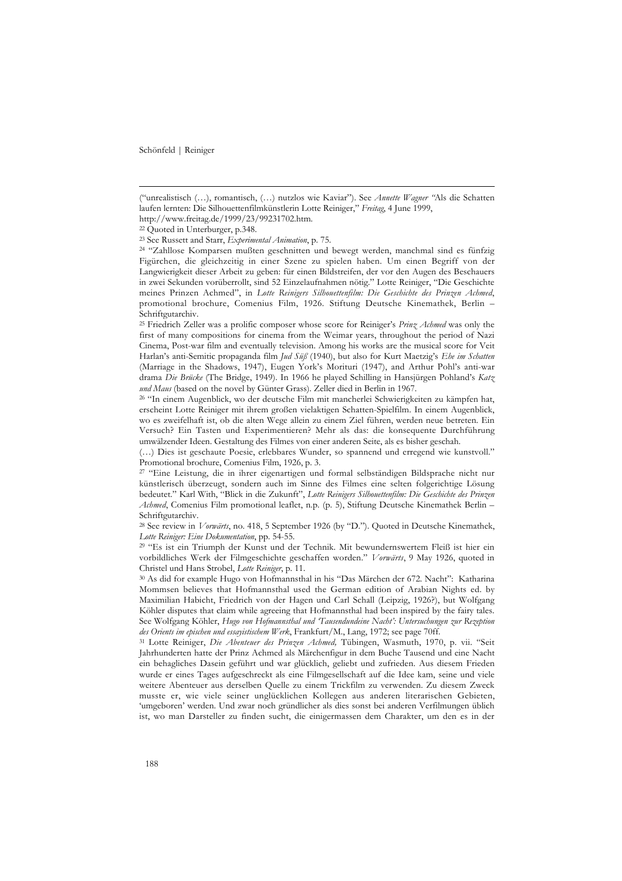("unrealistisch (…), romantisch, (…) nutzlos wie Kaviar"). See *Annette Wagner* "Als die Schatten laufen lernten: Die Silhouettenfilmkünstlerin Lotte Reiniger," *Freitag*, 4 June 1999, http://www.freitag.de/1999/23/99231702.htm.

[22] Quoted in Unterburger, p.348.

[23] See Russett and Starr, *Experimental Animation*, p. 75.

[24] "Zahllose Komparsen mußten geschnitten und bewegt werden, manchmal sind es fünfzig Figürchen, die gleichzeitig in einer Szene zu spielen haben. Um einen Begriff von der Langwierigkeit dieser Arbeit zu geben: für einen Bildstreifen, der vor den Augen des Beschauers in zwei Sekunden vorüberrollt, sind 52 Einzelaufnahmen nötig." Lotte Reiniger, "Die Geschichte meines Prinzen Achmed", in *Lotte Reinigers Silhouettenfilm: Die Geschichte des Prinzen Achmed*, promotional brochure, Comenius Film, 1926. Stiftung Deutsche Kinemathek, Berlin – Schriftgutarchiv.

[25] Friedrich Zeller was a prolific composer whose score for Reiniger's *Prinz Achmed* was only the first of many compositions for cinema from the Weimar years, throughout the period of Nazi Cinema, Post-war film and eventually television. Among his works are the musical score for Veit Harlan's anti-Semitic propaganda film *Jud Süß* (1940), but also for Kurt Maetzig's *Ehe im Schatten* (Marriage in the Shadows, 1947), Eugen York's Morituri (1947), and Arthur Pohl's anti-war drama *Die Brücke* (The Bridge, 1949). In 1966 he played Schilling in Hansjürgen Pohland's *Katz und Maus* (based on the novel by Günter Grass). Zeller died in Berlin in 1967.

[26] "In einem Augenblick, wo der deutsche Film mit mancherlei Schwierigkeiten zu kämpfen hat, erscheint Lotte Reiniger mit ihrem großen vielaktigen Schatten-Spielfilm. In einem Augenblick, wo es zweifelhaft ist, ob die alten Wege allein zu einem Ziel führen, werden neue betreten. Ein Versuch? Ein Tasten und Experimentieren? Mehr als das: die konsequente Durchführung umwälzender Ideen. Gestaltung des Filmes von einer anderen Seite, als es bisher geschah.

(…) Dies ist geschaute Poesie, erlebbares Wunder, so spannend und erregend wie kunstvoll." Promotional brochure, Comenius Film, 1926, p. 3.

[27] "Eine Leistung, die in ihrer eigenartigen und formal selbständigen Bildsprache nicht nur künstlerisch überzeugt, sondern auch im Sinne des Filmes eine selten folgerichtige Lösung bedeutet." Karl With, "Blick in die Zukunft", *Lotte Reinigers Silhouettenfilm: Die Geschichte des Prinzen Achmed*, Comenius Film promotional leaflet, n.p. (p. 5), Stiftung Deutsche Kinemathek Berlin – Schriftgutarchiv.

[28] See review in *Vorwärts*, no. 418, 5 September 1926 (by "D."). Quoted in Deutsche Kinemathek, *Lotte Reiniger: Eine Dokumentation*, pp. 54-55.

[29] "Es ist ein Triumph der Kunst und der Technik. Mit bewundernswertem Fleiß ist hier ein vorbildliches Werk der Filmgeschichte geschaffen worden." *Vorwärts*, 9 May 1926, quoted in Christel und Hans Strobel, *Lotte Reiniger*, p. 11.

[30] As did for example Hugo von Hofmannsthal in his "Das Märchen der 672. Nacht": Katharina Mommsen believes that Hofmannsthal used the German edition of Arabian Nights ed. by Maximilian Habicht, Friedrich von der Hagen und Carl Schall (Leipzig, 1926?), but Wolfgang Köhler disputes that claim while agreeing that Hofmannsthal had been inspired by the fairy tales. See Wolfgang Köhler, *Hugo von Hofmannsthal und 'Tausendundeine Nacht': Untersuchungen zur Rezeption des Orients im epischen und essayistischem Werk*, Frankfurt/M., Lang, 1972; see page 70ff.

[31] Lotte Reiniger, *Die Abenteuer des Prinzen Achmed,* Tübingen, Wasmuth, 1970, p. vii. "Seit Jahrhunderten hatte der Prinz Achmed als Märchenfigur in dem Buche Tausend und eine Nacht ein behagliches Dasein geführt und war glücklich, geliebt und zufrieden. Aus diesem Frieden wurde er eines Tages aufgeschreckt als eine Filmgesellschaft auf die Idee kam, seine und viele weitere Abenteuer aus derselben Quelle zu einem Trickfilm zu verwenden. Zu diesem Zweck musste er, wie viele seiner unglücklichen Kollegen aus anderen literarischen Gebieten, 'umgeboren' werden. Und zwar noch gründlicher als dies sonst bei anderen Verfilmungen üblich ist, wo man Darsteller zu finden sucht, die einigermassen dem Charakter, um den es in der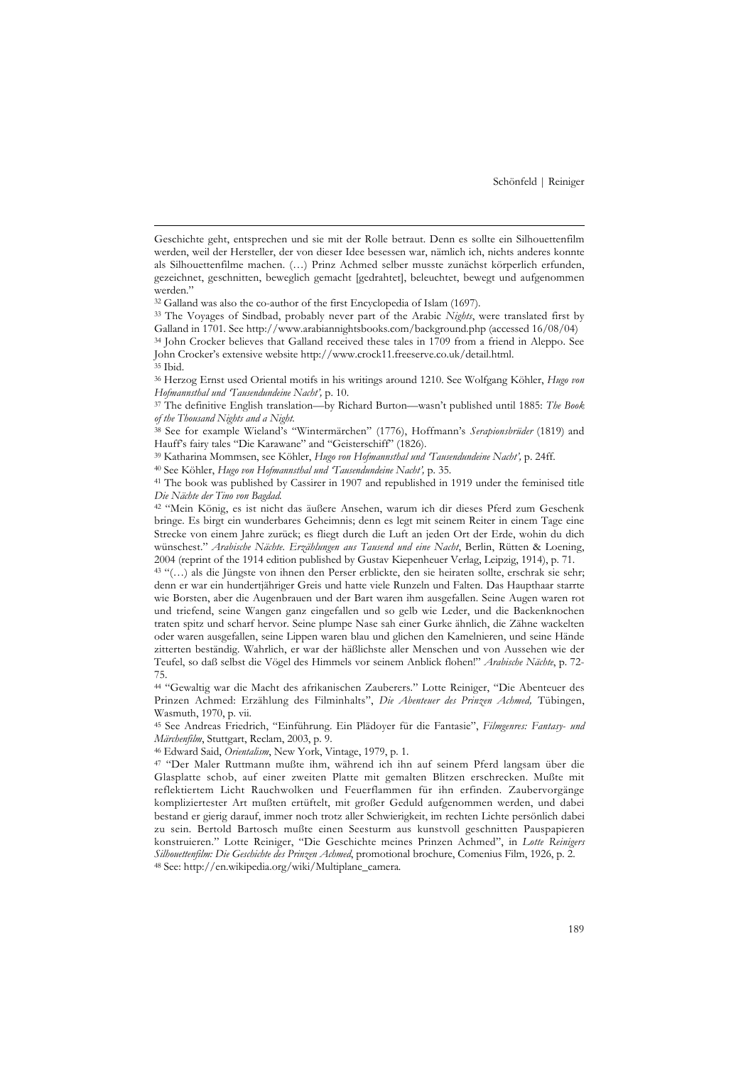Geschichte geht, entsprechen und sie mit der Rolle betraut. Denn es sollte ein Silhouettenfilm werden, weil der Hersteller, der von dieser Idee besessen war, nämlich ich, nichts anderes konnte als Silhouettenfilme machen. (…) Prinz Achmed selber musste zunächst körperlich erfunden, gezeichnet, geschnitten, beweglich gemacht [gedrahtet], beleuchtet, bewegt und aufgenommen werden."

[32] Galland was also the co-author of the first Encyclopedia of Islam (1697).

[33] The Voyages of Sindbad, probably never part of the Arabic *Nights*, were translated first by Galland in 1701. See http://www.arabiannightsbooks.com/background.php (accessed 16/08/04)

[34] John Crocker believes that Galland received these tales in 1709 from a friend in Aleppo. See John Crocker's extensive website http://www.crock11.freeserve.co.uk/detail.html.

[35] Ibid.

[36] Herzog Ernst used Oriental motifs in his writings around 1210. See Wolfgang Köhler, *Hugo von Hofmannsthal und 'Tausendundeine Nacht',* p. 10.

[37] The definitive English translation—by Richard Burton—wasn't published until 1885: *The Book of the Thousand Nights and a Night.*

[38] See for example Wieland's "Wintermärchen" (1776), Hoffmann's *Serapionsbrüder* (1819) and Hauff's fairy tales "Die Karawane" and "Geisterschiff" (1826).

[39] Katharina Mommsen, see Köhler, *Hugo von Hofmannsthal und 'Tausendundeine Nacht',* p. 24ff.

[40] See Köhler, *Hugo von Hofmannsthal und 'Tausendundeine Nacht',* p. 35.

[41] The book was published by Cassirer in 1907 and republished in 1919 under the feminised title *Die Nächte der Tino von Bagdad.*

[42] "Mein König, es ist nicht das äußere Ansehen, warum ich dir dieses Pferd zum Geschenk bringe. Es birgt ein wunderbares Geheimnis; denn es legt mit seinem Reiter in einem Tage eine Strecke von einem Jahre zurück; es fliegt durch die Luft an jeden Ort der Erde, wohin du dich wünschest." *Arabische Nächte. Erzählungen aus Tausend und eine Nacht*, Berlin, Rütten & Loening, 2004 (reprint of the 1914 edition published by Gustav Kiepenheuer Verlag, Leipzig, 1914), p. 71.

[43] "(…) als die Jüngste von ihnen den Perser erblickte, den sie heiraten sollte, erschrak sie sehr; denn er war ein hundertjähriger Greis und hatte viele Runzeln und Falten. Das Haupthaar starrte wie Borsten, aber die Augenbrauen und der Bart waren ihm ausgefallen. Seine Augen waren rot und triefend, seine Wangen ganz eingefallen und so gelb wie Leder, und die Backenknochen traten spitz und scharf hervor. Seine plumpe Nase sah einer Gurke ähnlich, die Zähne wackelten oder waren ausgefallen, seine Lippen waren blau und glichen den Kamelnieren, und seine Hände zitterten beständig. Wahrlich, er war der häßlichste aller Menschen und von Aussehen wie der Teufel, so daß selbst die Vögel des Himmels vor seinem Anblick flohen!" *Arabische Nächte*, p. 72-75.

[44] "Gewaltig war die Macht des afrikanischen Zauberers." Lotte Reiniger, "Die Abenteuer des Prinzen Achmed: Erzählung des Filminhalts", *Die Abenteuer des Prinzen Achmed,* Tübingen, Wasmuth, 1970, p. vii.

[45] See Andreas Friedrich, "Einführung. Ein Plädoyer für die Fantasie", *Filmgenres: Fantasy- und Märchenfilm*, Stuttgart, Reclam, 2003, p. 9.

[46] Edward Said, *Orientalism*, New York, Vintage, 1979, p. 1.

[47] "Der Maler Ruttmann mußte ihm, während ich ihn auf seinem Pferd langsam über die Glasplatte schob, auf einer zweiten Platte mit gemalten Blitzen erschrecken. Mußte mit reflektiertem Licht Rauchwolken und Feuerflammen für ihn erfinden. Zaubervorgänge kompliziertester Art mußten ertüftelt, mit großer Geduld aufgenommen werden, und dabei bestand er gierig darauf, immer noch trotz aller Schwierigkeit, im rechten Lichte persönlich dabei zu sein. Bertold Bartosch mußte einen Seesturm aus kunstvoll geschnitten Pauspapieren konstruieren." Lotte Reiniger, "Die Geschichte meines Prinzen Achmed", in *Lotte Reinigers Silhouettenfilm: Die Geschichte des Prinzen Achmed*, promotional brochure, Comenius Film, 1926, p. 2.

[48] See: http://en.wikipedia.org/wiki/Multiplane_camera.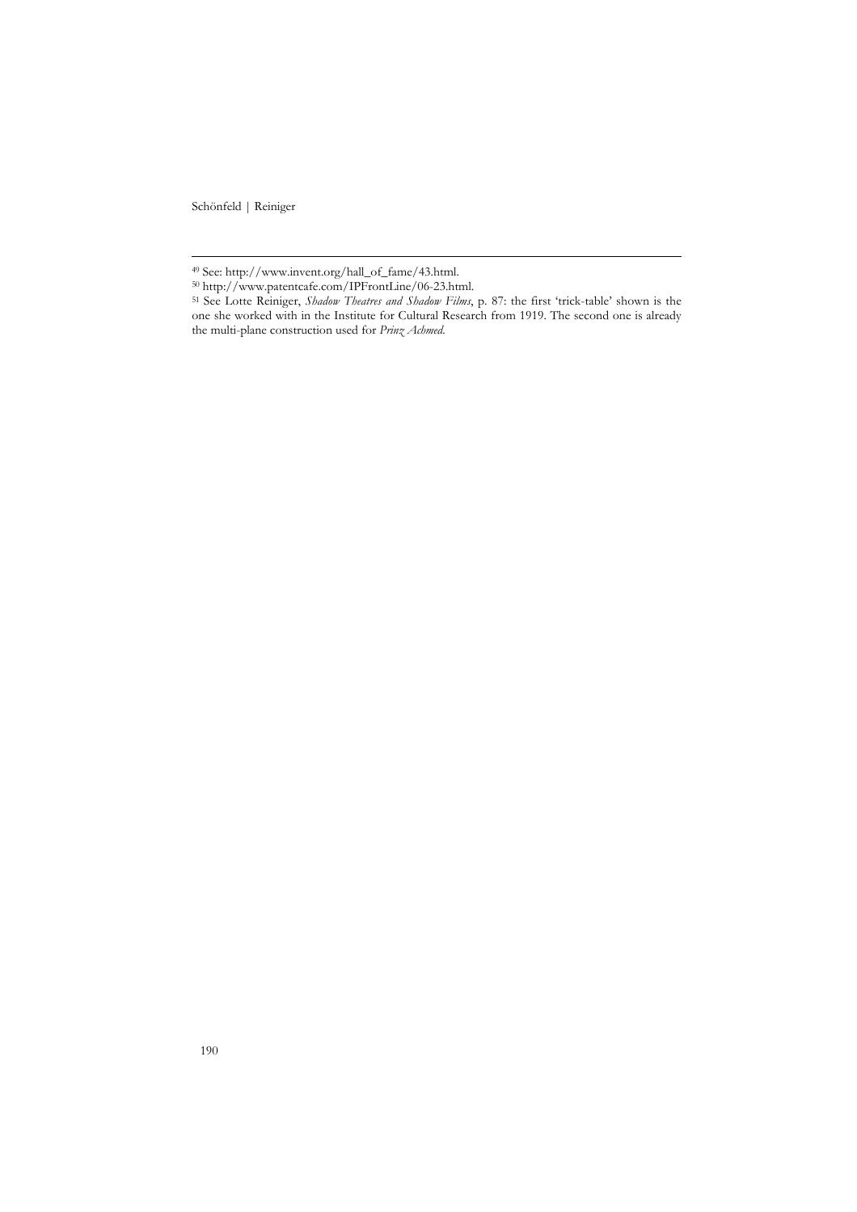[49] See: http://www.invent.org/hall_of_fame/43.html.

[50] http://www.patentcafe.com/IPFrontLine/06-23.html.

[51] See Lotte Reiniger, *Shadow Theatres and Shadow Films*, p. 87: the first 'trick-table' shown is the one she worked with in the Institute for Cultural Research from 1919. The second one is already the multi-plane construction used for *Prinz Achmed*.